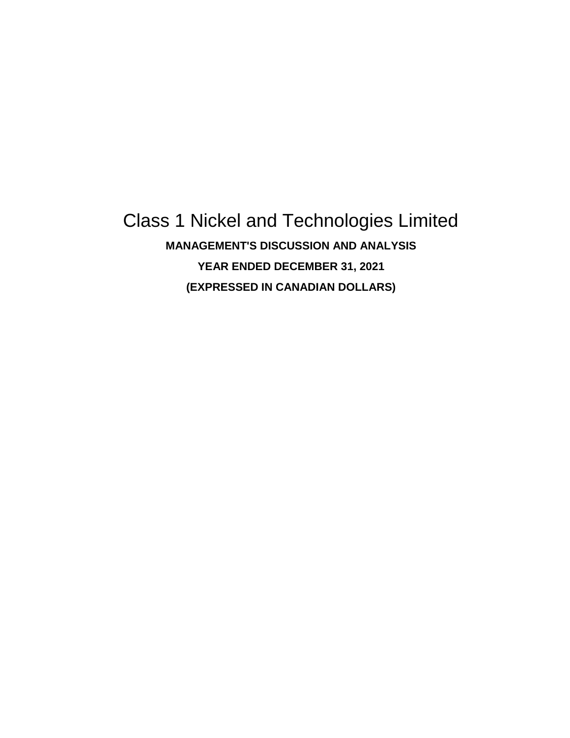# Class 1 Nickel and Technologies Limited

**MANAGEMENT'S DISCUSSION AND ANALYSIS**

**YEAR ENDED DECEMBER 31, 2021**

**(EXPRESSED IN CANADIAN DOLLARS)**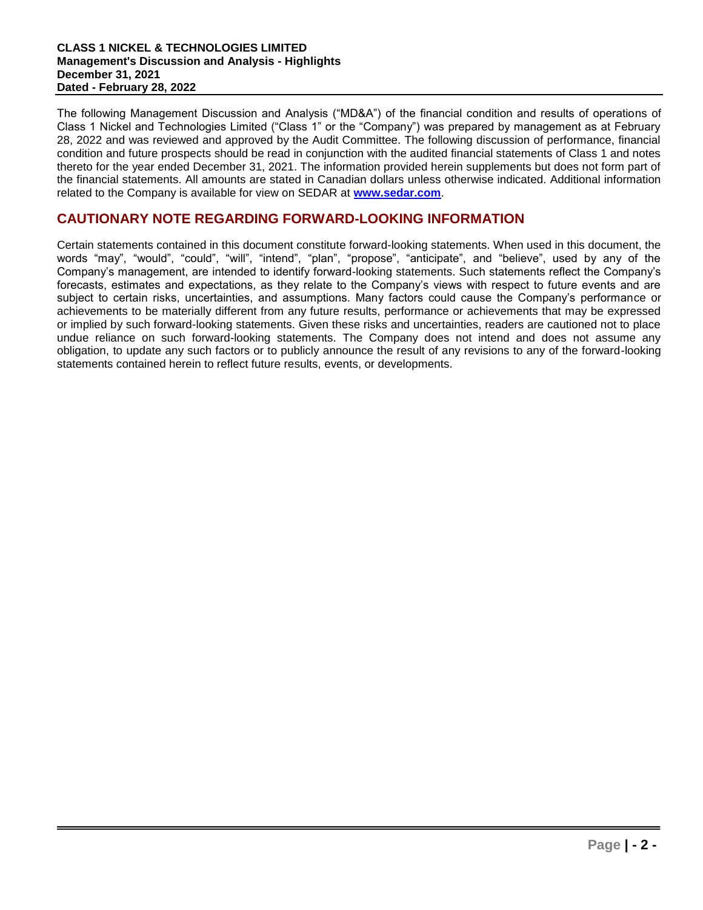The following Management Discussion and Analysis ("MD&A") of the financial condition and results of operations of Class 1 Nickel and Technologies Limited ("Class 1" or the "Company") was prepared by management as at February 28, 2022 and was reviewed and approved by the Audit Committee. The following discussion of performance, financial condition and future prospects should be read in conjunction with the audited financial statements of Class 1 and notes thereto for the year ended December 31, 2021. The information provided herein supplements but does not form part of the financial statements. All amounts are stated in Canadian dollars unless otherwise indicated. Additional information related to the Company is available for view on SEDAR at **www.sedar.com**.

## CAUTIONARY NOTE REGARDING FORWARD-LOOKING INFORMATION

Certain statements contained in this document constitute forward-looking statements. When used in this document, the words "may", "would", "could", "will", "intend", "plan", "propose", "anticipate", and "believe", used by any of the Company's management, are intended to identify forward-looking statements. Such statements reflect the Company's forecasts, estimates and expectations, as they relate to the Company's views with respect to future events and are subject to certain risks, uncertainties, and assumptions. Many factors could cause the Company's performance or achievements to be materially different from any future results, performance or achievements that may be expressed or implied by such forward-looking statements. Given these risks and uncertainties, readers are cautioned not to place undue reliance on such forward-looking statements. The Company does not intend and does not assume any obligation, to update any such factors or to publicly announce the result of any revisions to any of the forward-looking statements contained herein to reflect future results, events, or developments.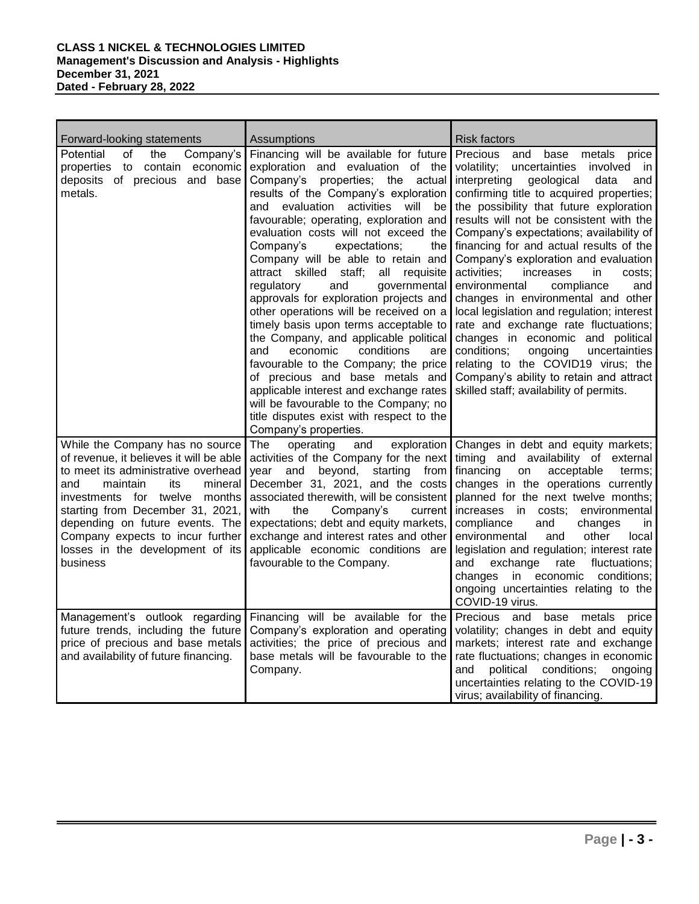| Forward-looking statements | Assumptions | Risk factors |
|---|---|---|
| Potential of the Company's properties to contain economic deposits of precious and base metals. | Financing will be available for future exploration and evaluation of the Company's properties; the actual results of the Company's exploration and evaluation activities will be favourable; operating, exploration and evaluation costs will not exceed the Company's expectations; the Company will be able to retain and attract skilled staff; all requisite regulatory and governmental approvals for exploration projects and other operations will be received on a timely basis upon terms acceptable to the Company, and applicable political and economic conditions are favourable to the Company; the price of precious and base metals and applicable interest and exchange rates will be favourable to the Company; no title disputes exist with respect to the Company's properties. | Precious and base metals price volatility; uncertainties involved in interpreting geological data and confirming title to acquired properties; the possibility that future exploration results will not be consistent with the Company's expectations; availability of financing for and actual results of the Company's exploration and evaluation activities; increases in costs; environmental compliance and changes in environmental and other local legislation and regulation; interest rate and exchange rate fluctuations; changes in economic and political conditions; ongoing uncertainties relating to the COVID19 virus; the Company's ability to retain and attract skilled staff; availability of permits. |
| While the Company has no source of revenue, it believes it will be able to meet its administrative overhead and maintain its mineral investments for twelve months starting from December 31, 2021, depending on future events. The Company expects to incur further losses in the development of its business | The operating and exploration activities of the Company for the next year and beyond, starting from December 31, 2021, and the costs associated therewith, will be consistent with the Company's current expectations; debt and equity markets, exchange and interest rates and other applicable economic conditions are favourable to the Company. | Changes in debt and equity markets; timing and availability of external financing on acceptable terms; changes in the operations currently planned for the next twelve months; increases in costs; environmental compliance and changes in environmental and other local legislation and regulation; interest rate and exchange rate fluctuations; changes in economic conditions; ongoing uncertainties relating to the COVID-19 virus. |
| Management's outlook regarding future trends, including the future price of precious and base metals and availability of future financing. | Financing will be available for the Company's exploration and operating activities; the price of precious and base metals will be favourable to the Company. | Precious and base metals price volatility; changes in debt and equity markets; interest rate and exchange rate fluctuations; changes in economic and political conditions; ongoing uncertainties relating to the COVID-19 virus; availability of financing. |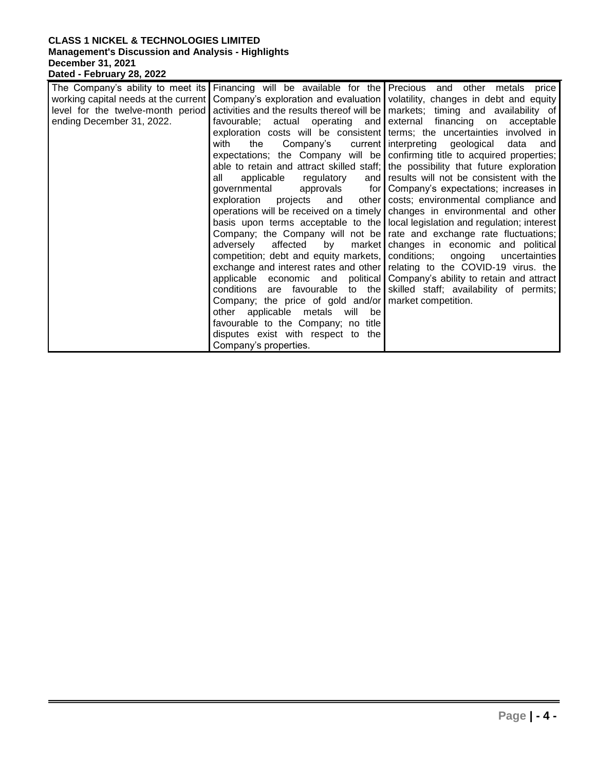| | | |
|---|---|---|
| The Company's ability to meet its working capital needs at the current level for the twelve-month period ending December 31, 2022. | Financing will be available for the Company's exploration and evaluation activities and the results thereof will be favourable; actual operating and exploration costs will be consistent with the Company's current expectations; the Company will be able to retain and attract skilled staff; all applicable regulatory and governmental approvals for exploration projects and other operations will be received on a timely basis upon terms acceptable to the Company; the Company will not be adversely affected by market competition; debt and equity markets, exchange and interest rates and other applicable economic and political conditions are favourable to the Company; the price of gold and/or other applicable metals will be favourable to the Company; no title disputes exist with respect to the Company's properties. | Precious and other metals price volatility, changes in debt and equity markets; timing and availability of external financing on acceptable terms; the uncertainties involved in interpreting geological data and confirming title to acquired properties; the possibility that future exploration results will not be consistent with the Company's expectations; increases in costs; environmental compliance and changes in environmental and other local legislation and regulation; interest rate and exchange rate fluctuations; changes in economic and political conditions; ongoing uncertainties relating to the COVID-19 virus. the Company's ability to retain and attract skilled staff; availability of permits; market competition. |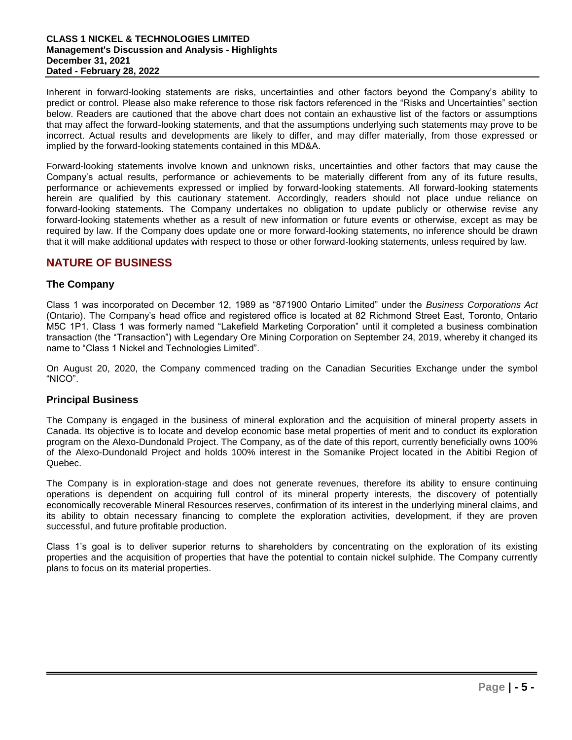Inherent in forward-looking statements are risks, uncertainties and other factors beyond the Company's ability to predict or control. Please also make reference to those risk factors referenced in the "Risks and Uncertainties" section below. Readers are cautioned that the above chart does not contain an exhaustive list of the factors or assumptions that may affect the forward-looking statements, and that the assumptions underlying such statements may prove to be incorrect. Actual results and developments are likely to differ, and may differ materially, from those expressed or implied by the forward-looking statements contained in this MD&A.

Forward-looking statements involve known and unknown risks, uncertainties and other factors that may cause the Company's actual results, performance or achievements to be materially different from any of its future results, performance or achievements expressed or implied by forward-looking statements. All forward-looking statements herein are qualified by this cautionary statement. Accordingly, readers should not place undue reliance on forward-looking statements. The Company undertakes no obligation to update publicly or otherwise revise any forward-looking statements whether as a result of new information or future events or otherwise, except as may be required by law. If the Company does update one or more forward-looking statements, no inference should be drawn that it will make additional updates with respect to those or other forward-looking statements, unless required by law.

## NATURE OF BUSINESS

### The Company

Class 1 was incorporated on December 12, 1989 as "871900 Ontario Limited" under the *Business Corporations Act* (Ontario). The Company's head office and registered office is located at 82 Richmond Street East, Toronto, Ontario M5C 1P1. Class 1 was formerly named "Lakefield Marketing Corporation" until it completed a business combination transaction (the "Transaction") with Legendary Ore Mining Corporation on September 24, 2019, whereby it changed its name to "Class 1 Nickel and Technologies Limited".

On August 20, 2020, the Company commenced trading on the Canadian Securities Exchange under the symbol "NICO".

### Principal Business

The Company is engaged in the business of mineral exploration and the acquisition of mineral property assets in Canada. Its objective is to locate and develop economic base metal properties of merit and to conduct its exploration program on the Alexo-Dundonald Project. The Company, as of the date of this report, currently beneficially owns 100% of the Alexo-Dundonald Project and holds 100% interest in the Somanike Project located in the Abitibi Region of Quebec.

The Company is in exploration-stage and does not generate revenues, therefore its ability to ensure continuing operations is dependent on acquiring full control of its mineral property interests, the discovery of potentially economically recoverable Mineral Resources reserves, confirmation of its interest in the underlying mineral claims, and its ability to obtain necessary financing to complete the exploration activities, development, if they are proven successful, and future profitable production.

Class 1's goal is to deliver superior returns to shareholders by concentrating on the exploration of its existing properties and the acquisition of properties that have the potential to contain nickel sulphide. The Company currently plans to focus on its material properties.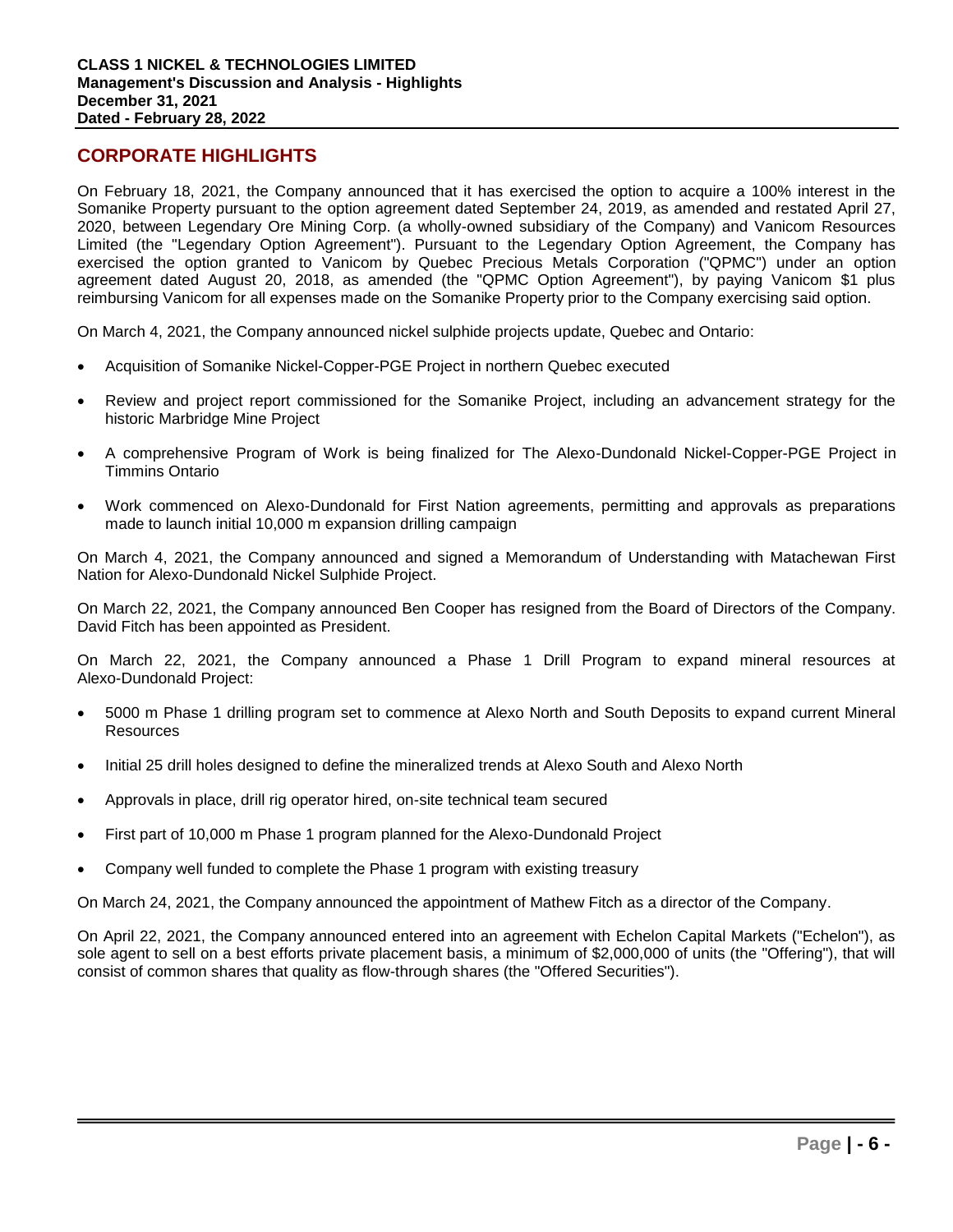## CORPORATE HIGHLIGHTS

On February 18, 2021, the Company announced that it has exercised the option to acquire a 100% interest in the Somanike Property pursuant to the option agreement dated September 24, 2019, as amended and restated April 27, 2020, between Legendary Ore Mining Corp. (a wholly-owned subsidiary of the Company) and Vanicom Resources Limited (the "Legendary Option Agreement"). Pursuant to the Legendary Option Agreement, the Company has exercised the option granted to Vanicom by Quebec Precious Metals Corporation ("QPMC") under an option agreement dated August 20, 2018, as amended (the "QPMC Option Agreement"), by paying Vanicom $1 plus reimbursing Vanicom for all expenses made on the Somanike Property prior to the Company exercising said option.

On March 4, 2021, the Company announced nickel sulphide projects update, Quebec and Ontario:

- Acquisition of Somanike Nickel-Copper-PGE Project in northern Quebec executed
- Review and project report commissioned for the Somanike Project, including an advancement strategy for the historic Marbridge Mine Project
- A comprehensive Program of Work is being finalized for The Alexo-Dundonald Nickel-Copper-PGE Project in Timmins Ontario
- Work commenced on Alexo-Dundonald for First Nation agreements, permitting and approvals as preparations made to launch initial 10,000 m expansion drilling campaign

On March 4, 2021, the Company announced and signed a Memorandum of Understanding with Matachewan First Nation for Alexo-Dundonald Nickel Sulphide Project.

On March 22, 2021, the Company announced Ben Cooper has resigned from the Board of Directors of the Company. David Fitch has been appointed as President.

On March 22, 2021, the Company announced a Phase 1 Drill Program to expand mineral resources at Alexo-Dundonald Project:

- 5000 m Phase 1 drilling program set to commence at Alexo North and South Deposits to expand current Mineral Resources
- Initial 25 drill holes designed to define the mineralized trends at Alexo South and Alexo North
- Approvals in place, drill rig operator hired, on-site technical team secured
- First part of 10,000 m Phase 1 program planned for the Alexo-Dundonald Project
- Company well funded to complete the Phase 1 program with existing treasury

On March 24, 2021, the Company announced the appointment of Mathew Fitch as a director of the Company.

On April 22, 2021, the Company announced entered into an agreement with Echelon Capital Markets ("Echelon"), as sole agent to sell on a best efforts private placement basis, a minimum of $2,000,000 of units (the "Offering"), that will consist of common shares that quality as flow-through shares (the "Offered Securities").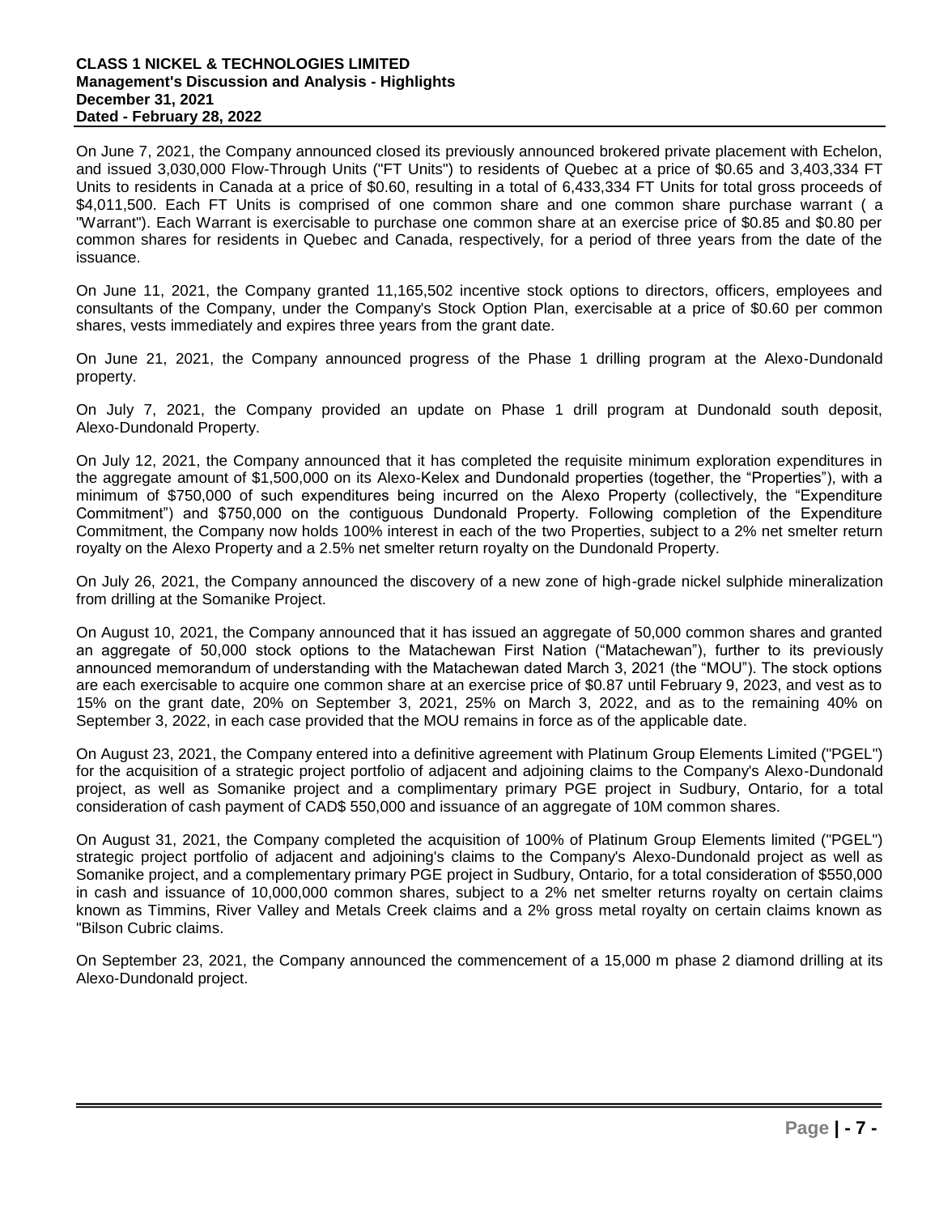On June 7, 2021, the Company announced closed its previously announced brokered private placement with Echelon, and issued 3,030,000 Flow-Through Units ("FT Units") to residents of Quebec at a price of $0.65 and 3,403,334 FT Units to residents in Canada at a price of $0.60, resulting in a total of 6,433,334 FT Units for total gross proceeds of $4,011,500. Each FT Units is comprised of one common share and one common share purchase warrant ( a "Warrant"). Each Warrant is exercisable to purchase one common share at an exercise price of $0.85 and $0.80 per common shares for residents in Quebec and Canada, respectively, for a period of three years from the date of the issuance.

On June 11, 2021, the Company granted 11,165,502 incentive stock options to directors, officers, employees and consultants of the Company, under the Company's Stock Option Plan, exercisable at a price of $0.60 per common shares, vests immediately and expires three years from the grant date.

On June 21, 2021, the Company announced progress of the Phase 1 drilling program at the Alexo-Dundonald property.

On July 7, 2021, the Company provided an update on Phase 1 drill program at Dundonald south deposit, Alexo-Dundonald Property.

On July 12, 2021, the Company announced that it has completed the requisite minimum exploration expenditures in the aggregate amount of $1,500,000 on its Alexo-Kelex and Dundonald properties (together, the "Properties"), with a minimum of $750,000 of such expenditures being incurred on the Alexo Property (collectively, the "Expenditure Commitment") and $750,000 on the contiguous Dundonald Property. Following completion of the Expenditure Commitment, the Company now holds 100% interest in each of the two Properties, subject to a 2% net smelter return royalty on the Alexo Property and a 2.5% net smelter return royalty on the Dundonald Property.

On July 26, 2021, the Company announced the discovery of a new zone of high-grade nickel sulphide mineralization from drilling at the Somanike Project.

On August 10, 2021, the Company announced that it has issued an aggregate of 50,000 common shares and granted an aggregate of 50,000 stock options to the Matachewan First Nation ("Matachewan"), further to its previously announced memorandum of understanding with the Matachewan dated March 3, 2021 (the "MOU"). The stock options are each exercisable to acquire one common share at an exercise price of $0.87 until February 9, 2023, and vest as to 15% on the grant date, 20% on September 3, 2021, 25% on March 3, 2022, and as to the remaining 40% on September 3, 2022, in each case provided that the MOU remains in force as of the applicable date.

On August 23, 2021, the Company entered into a definitive agreement with Platinum Group Elements Limited ("PGEL") for the acquisition of a strategic project portfolio of adjacent and adjoining claims to the Company's Alexo-Dundonald project, as well as Somanike project and a complimentary primary PGE project in Sudbury, Ontario, for a total consideration of cash payment of CAD$ 550,000 and issuance of an aggregate of 10M common shares.

On August 31, 2021, the Company completed the acquisition of 100% of Platinum Group Elements limited ("PGEL") strategic project portfolio of adjacent and adjoining's claims to the Company's Alexo-Dundonald project as well as Somanike project, and a complementary primary PGE project in Sudbury, Ontario, for a total consideration of $550,000 in cash and issuance of 10,000,000 common shares, subject to a 2% net smelter returns royalty on certain claims known as Timmins, River Valley and Metals Creek claims and a 2% gross metal royalty on certain claims known as "Bilson Cubric claims.

On September 23, 2021, the Company announced the commencement of a 15,000 m phase 2 diamond drilling at its Alexo-Dundonald project.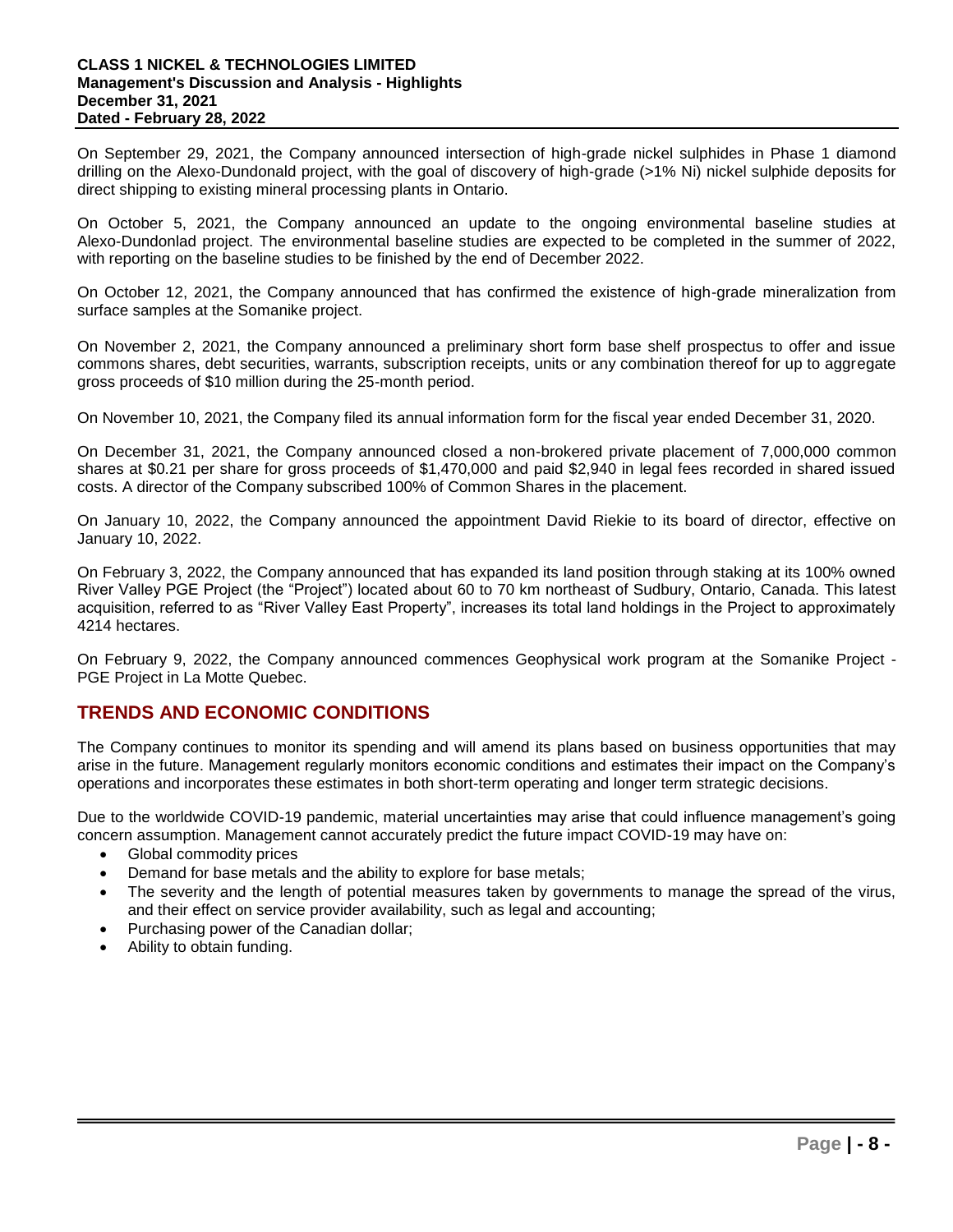On September 29, 2021, the Company announced intersection of high-grade nickel sulphides in Phase 1 diamond drilling on the Alexo-Dundonald project, with the goal of discovery of high-grade (>1% Ni) nickel sulphide deposits for direct shipping to existing mineral processing plants in Ontario.

On October 5, 2021, the Company announced an update to the ongoing environmental baseline studies at Alexo-Dundonlad project. The environmental baseline studies are expected to be completed in the summer of 2022, with reporting on the baseline studies to be finished by the end of December 2022.

On October 12, 2021, the Company announced that has confirmed the existence of high-grade mineralization from surface samples at the Somanike project.

On November 2, 2021, the Company announced a preliminary short form base shelf prospectus to offer and issue commons shares, debt securities, warrants, subscription receipts, units or any combination thereof for up to aggregate gross proceeds of $10 million during the 25-month period.

On November 10, 2021, the Company filed its annual information form for the fiscal year ended December 31, 2020.

On December 31, 2021, the Company announced closed a non-brokered private placement of 7,000,000 common shares at $0.21 per share for gross proceeds of $1,470,000 and paid $2,940 in legal fees recorded in shared issued costs. A director of the Company subscribed 100% of Common Shares in the placement.

On January 10, 2022, the Company announced the appointment David Riekie to its board of director, effective on January 10, 2022.

On February 3, 2022, the Company announced that has expanded its land position through staking at its 100% owned River Valley PGE Project (the "Project") located about 60 to 70 km northeast of Sudbury, Ontario, Canada. This latest acquisition, referred to as "River Valley East Property", increases its total land holdings in the Project to approximately 4214 hectares.

On February 9, 2022, the Company announced commences Geophysical work program at the Somanike Project - PGE Project in La Motte Quebec.

## TRENDS AND ECONOMIC CONDITIONS

The Company continues to monitor its spending and will amend its plans based on business opportunities that may arise in the future. Management regularly monitors economic conditions and estimates their impact on the Company's operations and incorporates these estimates in both short-term operating and longer term strategic decisions.

Due to the worldwide COVID-19 pandemic, material uncertainties may arise that could influence management's going concern assumption. Management cannot accurately predict the future impact COVID-19 may have on:

- Global commodity prices
- Demand for base metals and the ability to explore for base metals;
- The severity and the length of potential measures taken by governments to manage the spread of the virus, and their effect on service provider availability, such as legal and accounting;
- Purchasing power of the Canadian dollar;
- Ability to obtain funding.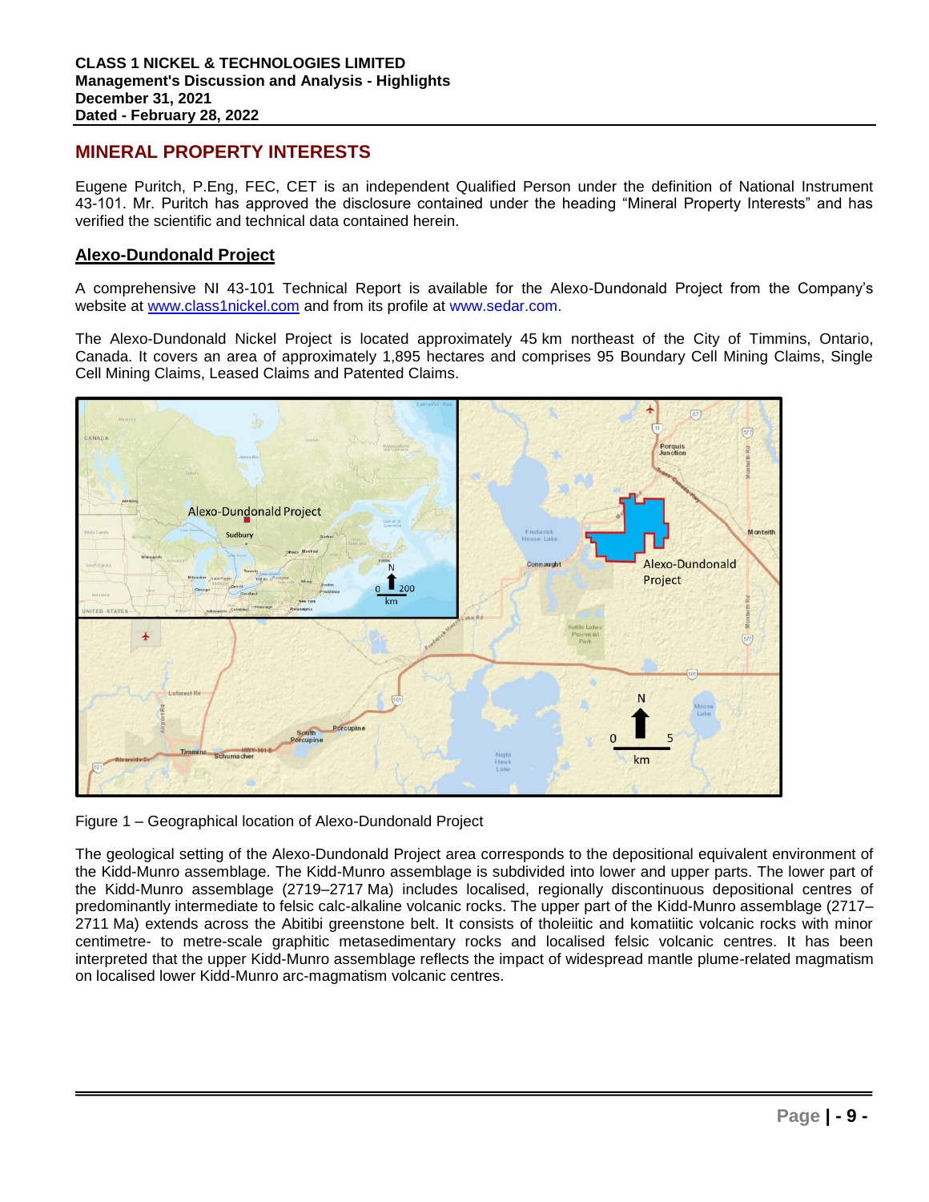## MINERAL PROPERTY INTERESTS

Eugene Puritch, P.Eng, FEC, CET is an independent Qualified Person under the definition of National Instrument 43-101. Mr. Puritch has approved the disclosure contained under the heading "Mineral Property Interests" and has verified the scientific and technical data contained herein.

### Alexo-Dundonald Project

A comprehensive NI 43-101 Technical Report is available for the Alexo-Dundonald Project from the Company's website at www.class1nickel.com and from its profile at www.sedar.com.

The Alexo-Dundonald Nickel Project is located approximately 45 km northeast of the City of Timmins, Ontario, Canada. It covers an area of approximately 1,895 hectares and comprises 95 Boundary Cell Mining Claims, Single Cell Mining Claims, Leased Claims and Patented Claims.

Figure 1 – Geographical location of Alexo-Dundonald Project

The geological setting of the Alexo-Dundonald Project area corresponds to the depositional equivalent environment of the Kidd-Munro assemblage. The Kidd-Munro assemblage is subdivided into lower and upper parts. The lower part of the Kidd-Munro assemblage (2719–2717 Ma) includes localised, regionally discontinuous depositional centres of predominantly intermediate to felsic calc-alkaline volcanic rocks. The upper part of the Kidd-Munro assemblage (2717–2711 Ma) extends across the Abitibi greenstone belt. It consists of tholeiitic and komatiitic volcanic rocks with minor centimetre- to metre-scale graphitic metasedimentary rocks and localised felsic volcanic centres. It has been interpreted that the upper Kidd-Munro assemblage reflects the impact of widespread mantle plume-related magmatism on localised lower Kidd-Munro arc-magmatism volcanic centres.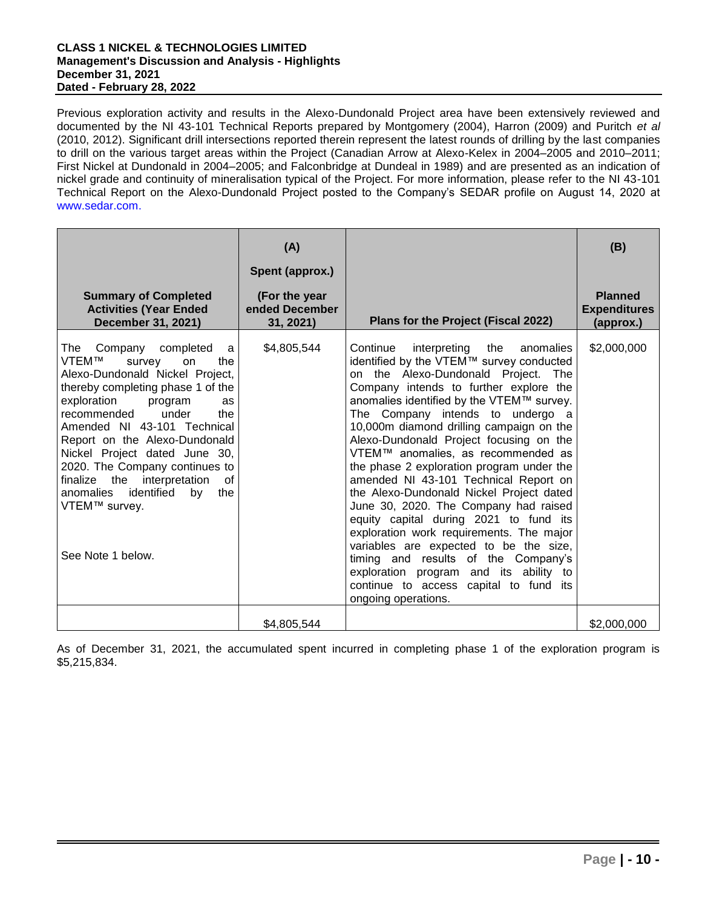Previous exploration activity and results in the Alexo-Dundonald Project area have been extensively reviewed and documented by the NI 43-101 Technical Reports prepared by Montgomery (2004), Harron (2009) and Puritch *et al* (2010, 2012). Significant drill intersections reported therein represent the latest rounds of drilling by the last companies to drill on the various target areas within the Project (Canadian Arrow at Alexo-Kelex in 2004–2005 and 2010–2011; First Nickel at Dundonald in 2004–2005; and Falconbridge at Dundeal in 1989) and are presented as an indication of nickel grade and continuity of mineralisation typical of the Project. For more information, please refer to the NI 43-101 Technical Report on the Alexo-Dundonald Project posted to the Company's SEDAR profile on August 14, 2020 at www.sedar.com.

| **Summary of Completed Activities (Year Ended December 31, 2021)** | **(A) Spent (approx.) (For the year ended December 31, 2021)** | **Plans for the Project (Fiscal 2022)** | **(B) Planned Expenditures (approx.)** |
|---|---|---|---|
| The Company completed a VTEM™ survey on the Alexo-Dundonald Nickel Project, thereby completing phase 1 of the exploration program as recommended under the Amended NI 43-101 Technical Report on the Alexo-Dundonald Nickel Project dated June 30, 2020. The Company continues to finalize the interpretation of anomalies identified by the VTEM™ survey. See Note 1 below. | $4,805,544 | Continue interpreting the anomalies identified by the VTEM™ survey conducted on the Alexo-Dundonald Project. The Company intends to further explore the anomalies identified by the VTEM™ survey. The Company intends to undergo a 10,000m diamond drilling campaign on the Alexo-Dundonald Project focusing on the VTEM™ anomalies, as recommended as the phase 2 exploration program under the amended NI 43-101 Technical Report on the Alexo-Dundonald Nickel Project dated June 30, 2020. The Company had raised equity capital during 2021 to fund its exploration work requirements. The major variables are expected to be the size, timing and results of the Company's exploration program and its ability to continue to access capital to fund its ongoing operations. | $2,000,000 |
| | $4,805,544 | | $2,000,000 |

As of December 31, 2021, the accumulated spent incurred in completing phase 1 of the exploration program is $5,215,834.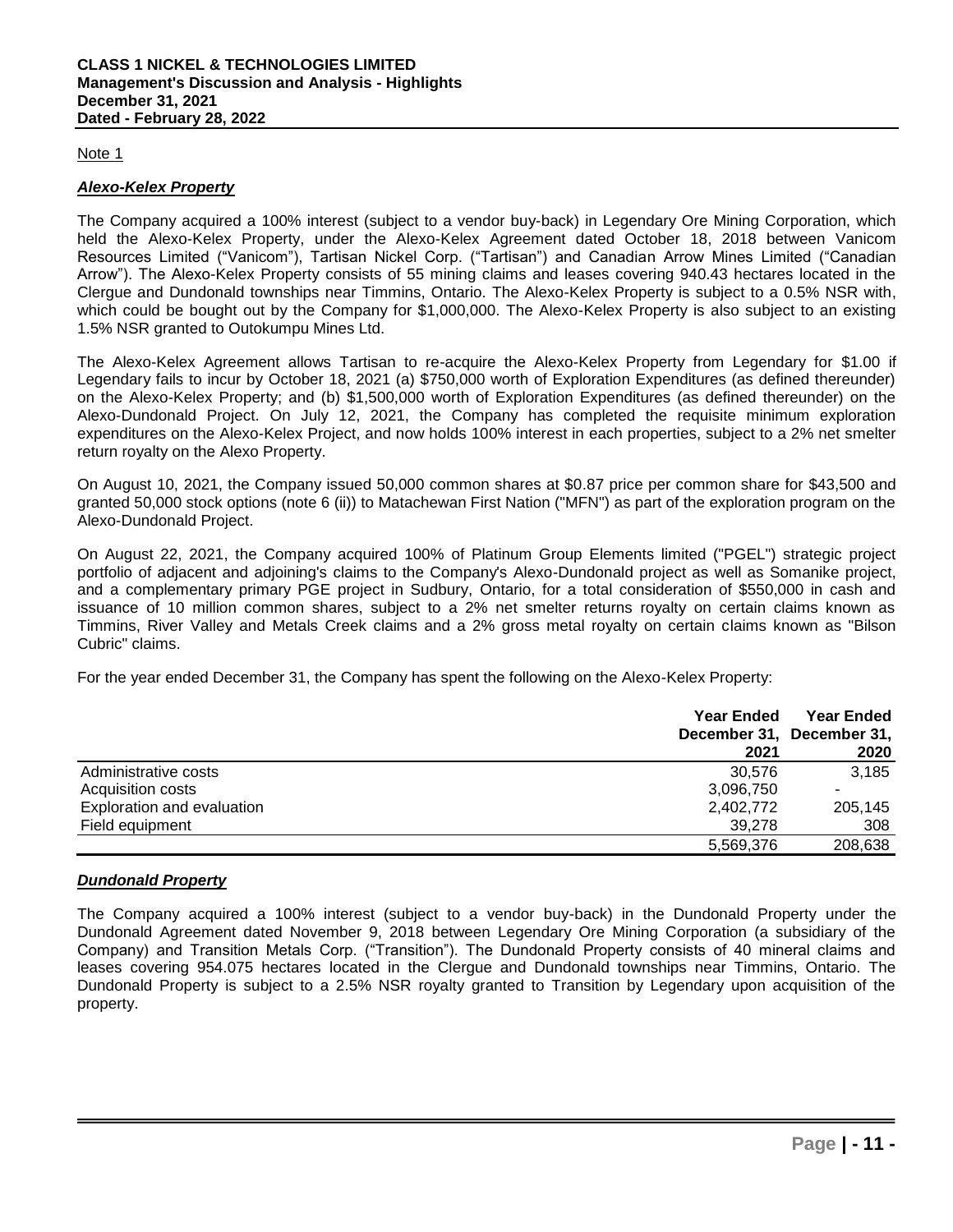Note 1

***Alexo-Kelex Property***

The Company acquired a 100% interest (subject to a vendor buy-back) in Legendary Ore Mining Corporation, which held the Alexo-Kelex Property, under the Alexo-Kelex Agreement dated October 18, 2018 between Vanicom Resources Limited ("Vanicom"), Tartisan Nickel Corp. ("Tartisan") and Canadian Arrow Mines Limited ("Canadian Arrow"). The Alexo-Kelex Property consists of 55 mining claims and leases covering 940.43 hectares located in the Clergue and Dundonald townships near Timmins, Ontario. The Alexo-Kelex Property is subject to a 0.5% NSR with, which could be bought out by the Company for $1,000,000. The Alexo-Kelex Property is also subject to an existing 1.5% NSR granted to Outokumpu Mines Ltd.

The Alexo-Kelex Agreement allows Tartisan to re-acquire the Alexo-Kelex Property from Legendary for $1.00 if Legendary fails to incur by October 18, 2021 (a) $750,000 worth of Exploration Expenditures (as defined thereunder) on the Alexo-Kelex Property; and (b) $1,500,000 worth of Exploration Expenditures (as defined thereunder) on the Alexo-Dundonald Project. On July 12, 2021, the Company has completed the requisite minimum exploration expenditures on the Alexo-Kelex Project, and now holds 100% interest in each properties, subject to a 2% net smelter return royalty on the Alexo Property.

On August 10, 2021, the Company issued 50,000 common shares at $0.87 price per common share for $43,500 and granted 50,000 stock options (note 6 (ii)) to Matachewan First Nation ("MFN") as part of the exploration program on the Alexo-Dundonald Project.

On August 22, 2021, the Company acquired 100% of Platinum Group Elements limited ("PGEL") strategic project portfolio of adjacent and adjoining's claims to the Company's Alexo-Dundonald project as well as Somanike project, and a complementary primary PGE project in Sudbury, Ontario, for a total consideration of $550,000 in cash and issuance of 10 million common shares, subject to a 2% net smelter returns royalty on certain claims known as Timmins, River Valley and Metals Creek claims and a 2% gross metal royalty on certain claims known as "Bilson Cubric" claims.

For the year ended December 31, the Company has spent the following on the Alexo-Kelex Property:

| | Year Ended December 31, 2021 | Year Ended December 31, 2020 |
|---|---|---|
| Administrative costs | 30,576 | 3,185 |
| Acquisition costs | 3,096,750 | - |
| Exploration and evaluation | 2,402,772 | 205,145 |
| Field equipment | 39,278 | 308 |
| | 5,569,376 | 208,638 |

***Dundonald Property***

The Company acquired a 100% interest (subject to a vendor buy-back) in the Dundonald Property under the Dundonald Agreement dated November 9, 2018 between Legendary Ore Mining Corporation (a subsidiary of the Company) and Transition Metals Corp. ("Transition"). The Dundonald Property consists of 40 mineral claims and leases covering 954.075 hectares located in the Clergue and Dundonald townships near Timmins, Ontario. The Dundonald Property is subject to a 2.5% NSR royalty granted to Transition by Legendary upon acquisition of the property.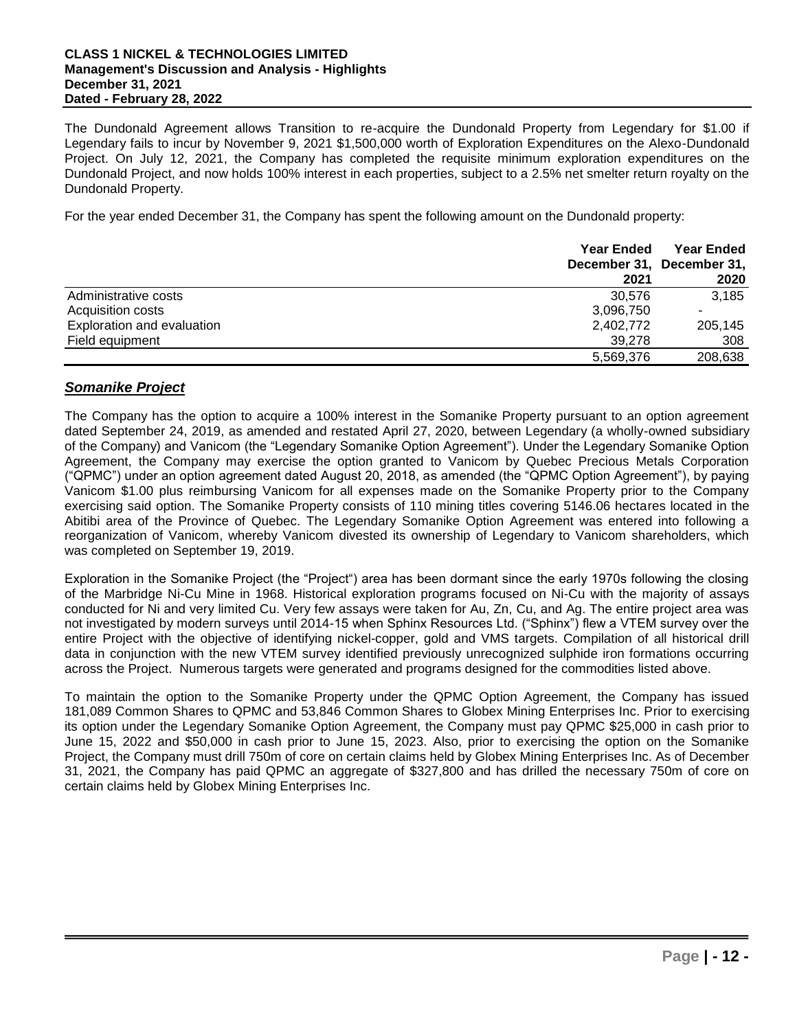The Dundonald Agreement allows Transition to re-acquire the Dundonald Property from Legendary for $1.00 if Legendary fails to incur by November 9, 2021 $1,500,000 worth of Exploration Expenditures on the Alexo-Dundonald Project. On July 12, 2021, the Company has completed the requisite minimum exploration expenditures on the Dundonald Project, and now holds 100% interest in each properties, subject to a 2.5% net smelter return royalty on the Dundonald Property.

For the year ended December 31, the Company has spent the following amount on the Dundonald property:

| | Year Ended December 31, 2021 | Year Ended December 31, 2020 |
|---|---|---|
| Administrative costs | 30,576 | 3,185 |
| Acquisition costs | 3,096,750 | - |
| Exploration and evaluation | 2,402,772 | 205,145 |
| Field equipment | 39,278 | 308 |
| | 5,569,376 | 208,638 |

## ***Somanike Project***

The Company has the option to acquire a 100% interest in the Somanike Property pursuant to an option agreement dated September 24, 2019, as amended and restated April 27, 2020, between Legendary (a wholly-owned subsidiary of the Company) and Vanicom (the "Legendary Somanike Option Agreement"). Under the Legendary Somanike Option Agreement, the Company may exercise the option granted to Vanicom by Quebec Precious Metals Corporation ("QPMC") under an option agreement dated August 20, 2018, as amended (the "QPMC Option Agreement"), by paying Vanicom $1.00 plus reimbursing Vanicom for all expenses made on the Somanike Property prior to the Company exercising said option. The Somanike Property consists of 110 mining titles covering 5146.06 hectares located in the Abitibi area of the Province of Quebec. The Legendary Somanike Option Agreement was entered into following a reorganization of Vanicom, whereby Vanicom divested its ownership of Legendary to Vanicom shareholders, which was completed on September 19, 2019.

Exploration in the Somanike Project (the "Project") area has been dormant since the early 1970s following the closing of the Marbridge Ni-Cu Mine in 1968. Historical exploration programs focused on Ni-Cu with the majority of assays conducted for Ni and very limited Cu. Very few assays were taken for Au, Zn, Cu, and Ag. The entire project area was not investigated by modern surveys until 2014-15 when Sphinx Resources Ltd. ("Sphinx") flew a VTEM survey over the entire Project with the objective of identifying nickel-copper, gold and VMS targets. Compilation of all historical drill data in conjunction with the new VTEM survey identified previously unrecognized sulphide iron formations occurring across the Project. Numerous targets were generated and programs designed for the commodities listed above.

To maintain the option to the Somanike Property under the QPMC Option Agreement, the Company has issued 181,089 Common Shares to QPMC and 53,846 Common Shares to Globex Mining Enterprises Inc. Prior to exercising its option under the Legendary Somanike Option Agreement, the Company must pay QPMC $25,000 in cash prior to June 15, 2022 and $50,000 in cash prior to June 15, 2023. Also, prior to exercising the option on the Somanike Project, the Company must drill 750m of core on certain claims held by Globex Mining Enterprises Inc. As of December 31, 2021, the Company has paid QPMC an aggregate of $327,800 and has drilled the necessary 750m of core on certain claims held by Globex Mining Enterprises Inc.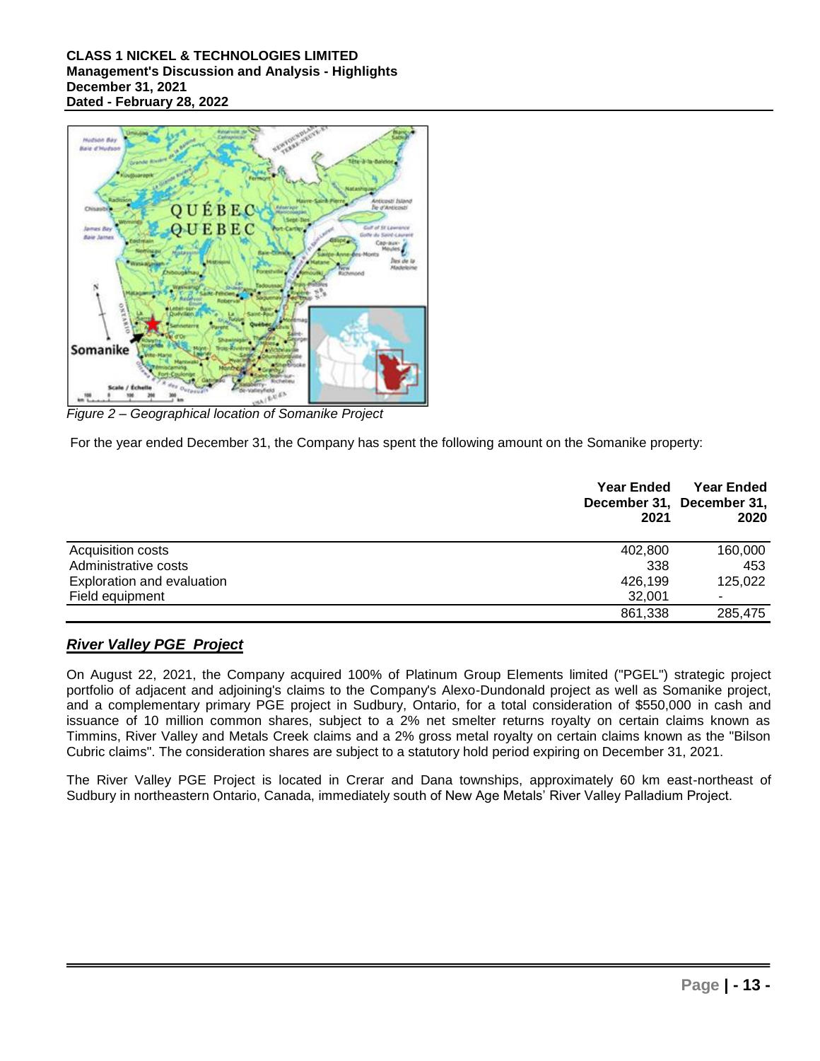Figure 2 – Geographical location of Somanike Project

For the year ended December 31, the Company has spent the following amount on the Somanike property:

| | Year Ended December 31, 2021 | Year Ended December 31, 2020 |
|---|---|---|
| Acquisition costs | 402,800 | 160,000 |
| Administrative costs | 338 | 453 |
| Exploration and evaluation | 426,199 | 125,022 |
| Field equipment | 32,001 | - |
| | 861,338 | 285,475 |

## ***River Valley PGE Project***

On August 22, 2021, the Company acquired 100% of Platinum Group Elements limited ("PGEL") strategic project portfolio of adjacent and adjoining's claims to the Company's Alexo-Dundonald project as well as Somanike project, and a complementary primary PGE project in Sudbury, Ontario, for a total consideration of $550,000 in cash and issuance of 10 million common shares, subject to a 2% net smelter returns royalty on certain claims known as Timmins, River Valley and Metals Creek claims and a 2% gross metal royalty on certain claims known as the "Bilson Cubric claims". The consideration shares are subject to a statutory hold period expiring on December 31, 2021.

The River Valley PGE Project is located in Crerar and Dana townships, approximately 60 km east-northeast of Sudbury in northeastern Ontario, Canada, immediately south of New Age Metals' River Valley Palladium Project.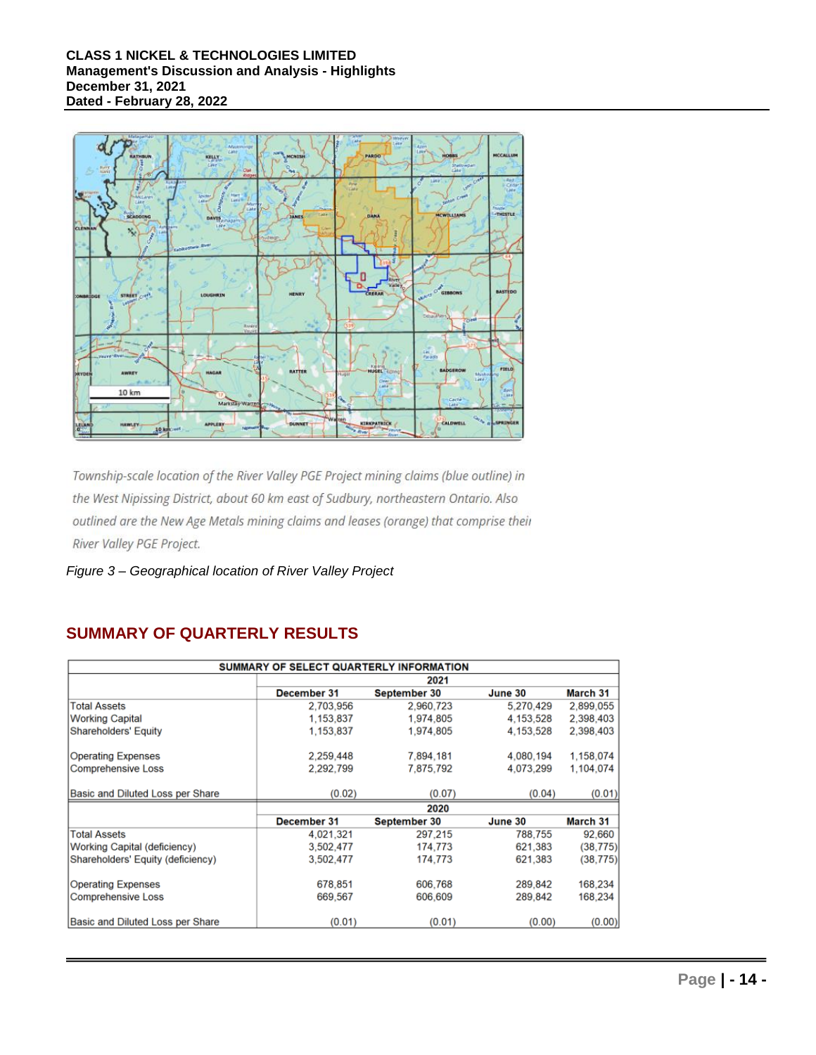Township-scale location of the River Valley PGE Project mining claims (blue outline) in the West Nipissing District, about 60 km east of Sudbury, northeastern Ontario. Also outlined are the New Age Metals mining claims and leases (orange) that comprise their River Valley PGE Project.

*Figure 3 – Geographical location of River Valley Project*

## SUMMARY OF QUARTERLY RESULTS

| SUMMARY OF SELECT QUARTERLY INFORMATION | | | | |
|---|---|---|---|---|
| | 2021 | | | |
| | December 31 | September 30 | June 30 | March 31 |
| Total Assets | 2,703,956 | 2,960,723 | 5,270,429 | 2,899,055 |
| Working Capital | 1,153,837 | 1,974,805 | 4,153,528 | 2,398,403 |
| Shareholders' Equity | 1,153,837 | 1,974,805 | 4,153,528 | 2,398,403 |
| Operating Expenses | 2,259,448 | 7,894,181 | 4,080,194 | 1,158,074 |
| Comprehensive Loss | 2,292,799 | 7,875,792 | 4,073,299 | 1,104,074 |
| Basic and Diluted Loss per Share | (0.02) | (0.07) | (0.04) | (0.01) |
| | 2020 | | | |
| | December 31 | September 30 | June 30 | March 31 |
| Total Assets | 4,021,321 | 297,215 | 788,755 | 92,660 |
| Working Capital (deficiency) | 3,502,477 | 174,773 | 621,383 | (38,775) |
| Shareholders' Equity (deficiency) | 3,502,477 | 174,773 | 621,383 | (38,775) |
| Operating Expenses | 678,851 | 606,768 | 289,842 | 168,234 |
| Comprehensive Loss | 669,567 | 606,609 | 289,842 | 168,234 |
| Basic and Diluted Loss per Share | (0.01) | (0.01) | (0.00) | (0.00) |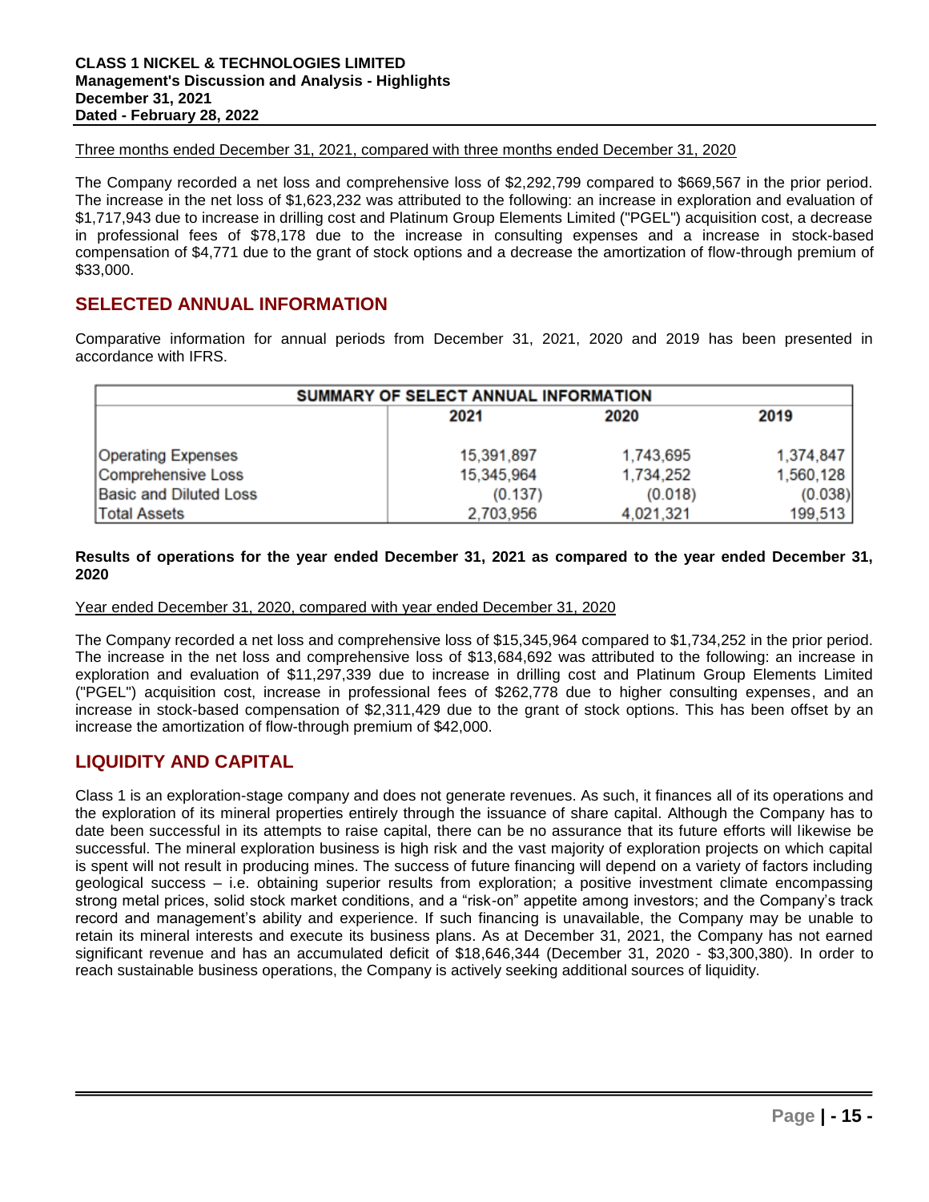Three months ended December 31, 2021, compared with three months ended December 31, 2020

The Company recorded a net loss and comprehensive loss of $2,292,799 compared to $669,567 in the prior period. The increase in the net loss of $1,623,232 was attributed to the following: an increase in exploration and evaluation of $1,717,943 due to increase in drilling cost and Platinum Group Elements Limited ("PGEL") acquisition cost, a decrease in professional fees of $78,178 due to the increase in consulting expenses and a increase in stock-based compensation of $4,771 due to the grant of stock options and a decrease the amortization of flow-through premium of $33,000.

## SELECTED ANNUAL INFORMATION

Comparative information for annual periods from December 31, 2021, 2020 and 2019 has been presented in accordance with IFRS.

| SUMMARY OF SELECT ANNUAL INFORMATION | | | |
|---|---|---|---|
| | 2021 | 2020 | 2019 |
| Operating Expenses | 15,391,897 | 1,743,695 | 1,374,847 |
| Comprehensive Loss | 15,345,964 | 1,734,252 | 1,560,128 |
| Basic and Diluted Loss | (0.137) | (0.018) | (0.038) |
| Total Assets | 2,703,956 | 4,021,321 | 199,513 |

**Results of operations for the year ended December 31, 2021 as compared to the year ended December 31, 2020**

Year ended December 31, 2020, compared with year ended December 31, 2020

The Company recorded a net loss and comprehensive loss of $15,345,964 compared to $1,734,252 in the prior period. The increase in the net loss and comprehensive loss of $13,684,692 was attributed to the following: an increase in exploration and evaluation of $11,297,339 due to increase in drilling cost and Platinum Group Elements Limited ("PGEL") acquisition cost, increase in professional fees of $262,778 due to higher consulting expenses, and an increase in stock-based compensation of $2,311,429 due to the grant of stock options. This has been offset by an increase the amortization of flow-through premium of $42,000.

## LIQUIDITY AND CAPITAL

Class 1 is an exploration-stage company and does not generate revenues. As such, it finances all of its operations and the exploration of its mineral properties entirely through the issuance of share capital. Although the Company has to date been successful in its attempts to raise capital, there can be no assurance that its future efforts will likewise be successful. The mineral exploration business is high risk and the vast majority of exploration projects on which capital is spent will not result in producing mines. The success of future financing will depend on a variety of factors including geological success – i.e. obtaining superior results from exploration; a positive investment climate encompassing strong metal prices, solid stock market conditions, and a "risk-on" appetite among investors; and the Company's track record and management's ability and experience. If such financing is unavailable, the Company may be unable to retain its mineral interests and execute its business plans. As at December 31, 2021, the Company has not earned significant revenue and has an accumulated deficit of $18,646,344 (December 31, 2020 - $3,300,380). In order to reach sustainable business operations, the Company is actively seeking additional sources of liquidity.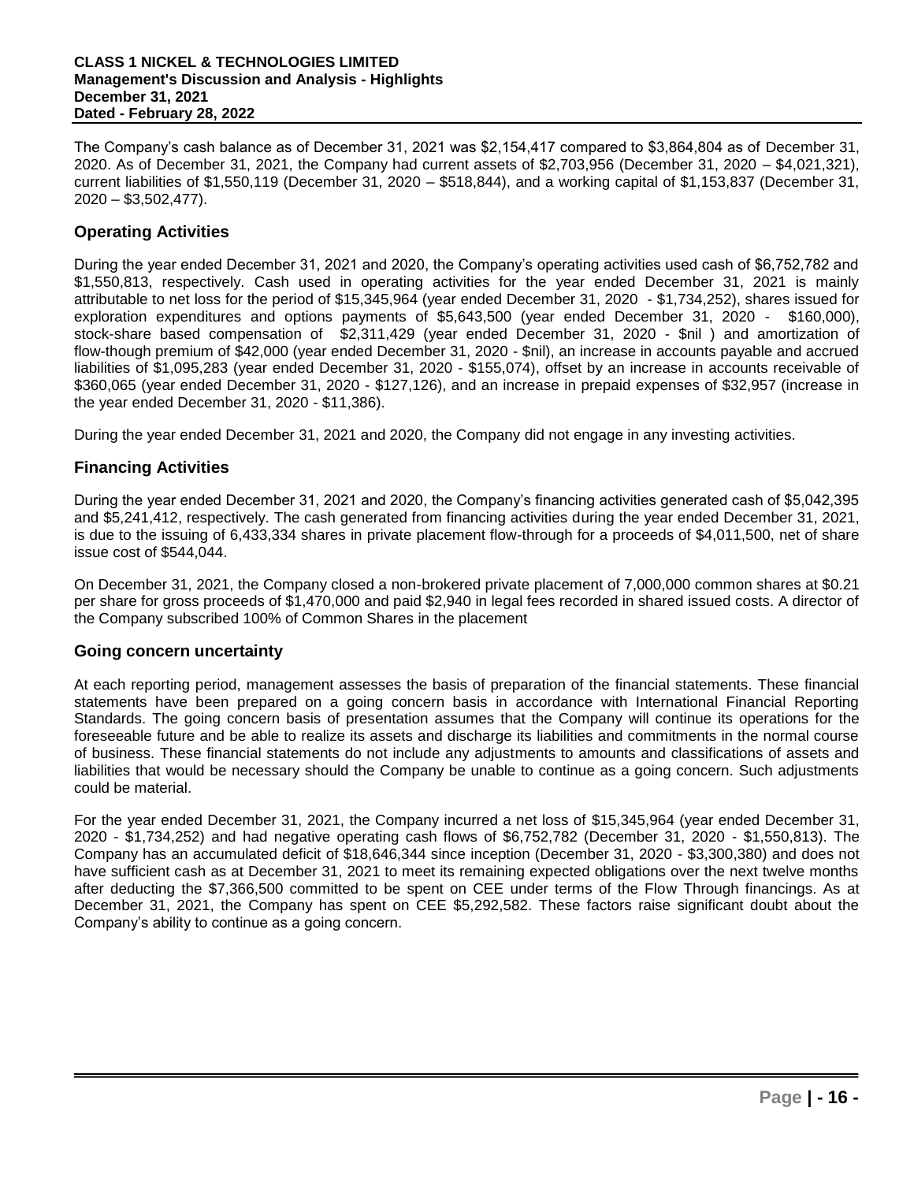The Company's cash balance as of December 31, 2021 was $2,154,417 compared to $3,864,804 as of December 31, 2020. As of December 31, 2021, the Company had current assets of $2,703,956 (December 31, 2020 – $4,021,321), current liabilities of $1,550,119 (December 31, 2020 – $518,844), and a working capital of $1,153,837 (December 31, 2020 – $3,502,477).

## Operating Activities

During the year ended December 31, 2021 and 2020, the Company's operating activities used cash of $6,752,782 and $1,550,813, respectively. Cash used in operating activities for the year ended December 31, 2021 is mainly attributable to net loss for the period of $15,345,964 (year ended December 31, 2020 - $1,734,252), shares issued for exploration expenditures and options payments of $5,643,500 (year ended December 31, 2020 - $160,000), stock-share based compensation of $2,311,429 (year ended December 31, 2020 - $nil ) and amortization of flow-though premium of $42,000 (year ended December 31, 2020 - $nil), an increase in accounts payable and accrued liabilities of $1,095,283 (year ended December 31, 2020 - $155,074), offset by an increase in accounts receivable of $360,065 (year ended December 31, 2020 - $127,126), and an increase in prepaid expenses of $32,957 (increase in the year ended December 31, 2020 - $11,386).

During the year ended December 31, 2021 and 2020, the Company did not engage in any investing activities.

## Financing Activities

During the year ended December 31, 2021 and 2020, the Company's financing activities generated cash of $5,042,395 and $5,241,412, respectively. The cash generated from financing activities during the year ended December 31, 2021, is due to the issuing of 6,433,334 shares in private placement flow-through for a proceeds of $4,011,500, net of share issue cost of $544,044.

On December 31, 2021, the Company closed a non-brokered private placement of 7,000,000 common shares at $0.21 per share for gross proceeds of $1,470,000 and paid $2,940 in legal fees recorded in shared issued costs. A director of the Company subscribed 100% of Common Shares in the placement

## Going concern uncertainty

At each reporting period, management assesses the basis of preparation of the financial statements. These financial statements have been prepared on a going concern basis in accordance with International Financial Reporting Standards. The going concern basis of presentation assumes that the Company will continue its operations for the foreseeable future and be able to realize its assets and discharge its liabilities and commitments in the normal course of business. These financial statements do not include any adjustments to amounts and classifications of assets and liabilities that would be necessary should the Company be unable to continue as a going concern. Such adjustments could be material.

For the year ended December 31, 2021, the Company incurred a net loss of $15,345,964 (year ended December 31, 2020 - $1,734,252) and had negative operating cash flows of $6,752,782 (December 31, 2020 - $1,550,813). The Company has an accumulated deficit of $18,646,344 since inception (December 31, 2020 - $3,300,380) and does not have sufficient cash as at December 31, 2021 to meet its remaining expected obligations over the next twelve months after deducting the $7,366,500 committed to be spent on CEE under terms of the Flow Through financings. As at December 31, 2021, the Company has spent on CEE $5,292,582. These factors raise significant doubt about the Company's ability to continue as a going concern.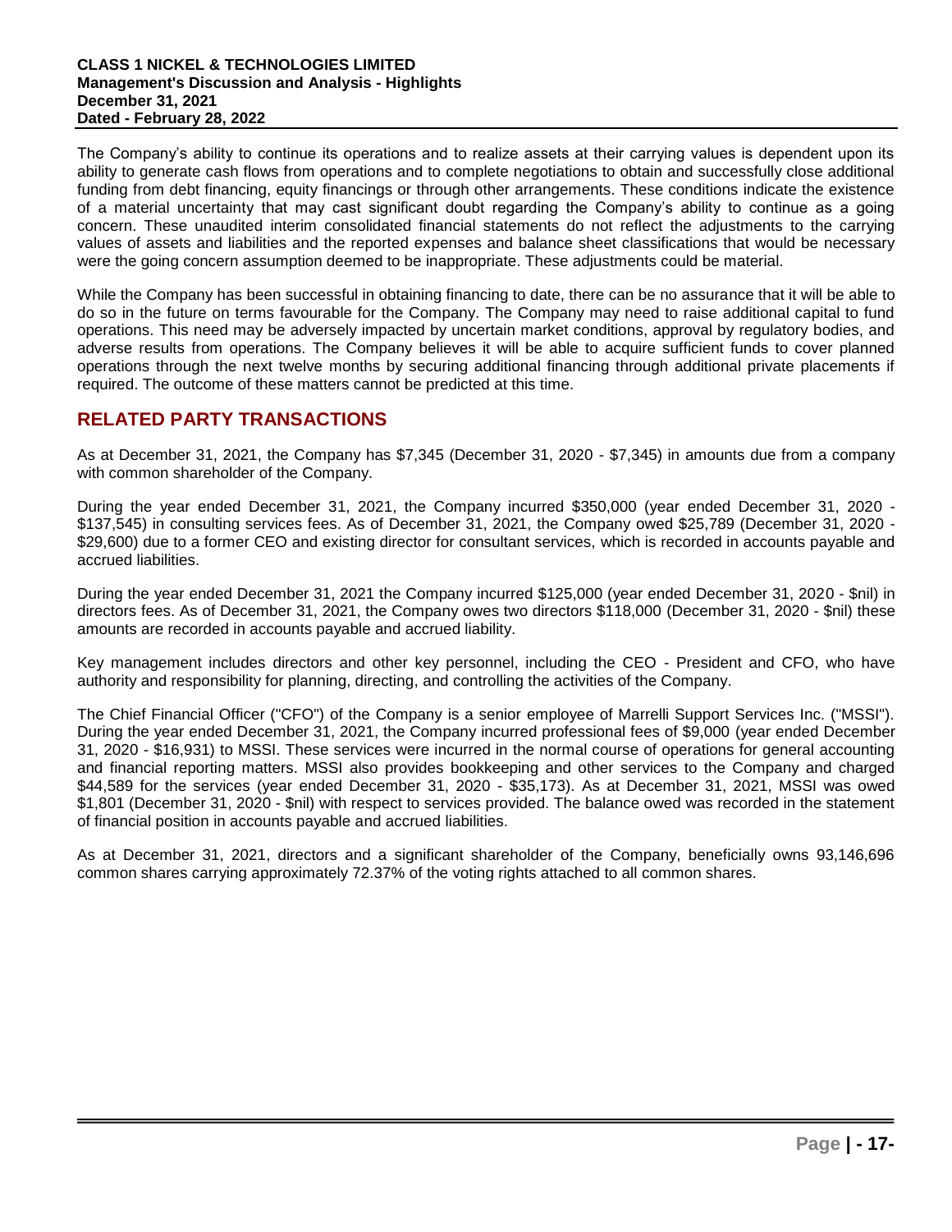The Company's ability to continue its operations and to realize assets at their carrying values is dependent upon its ability to generate cash flows from operations and to complete negotiations to obtain and successfully close additional funding from debt financing, equity financings or through other arrangements. These conditions indicate the existence of a material uncertainty that may cast significant doubt regarding the Company's ability to continue as a going concern. These unaudited interim consolidated financial statements do not reflect the adjustments to the carrying values of assets and liabilities and the reported expenses and balance sheet classifications that would be necessary were the going concern assumption deemed to be inappropriate. These adjustments could be material.

While the Company has been successful in obtaining financing to date, there can be no assurance that it will be able to do so in the future on terms favourable for the Company. The Company may need to raise additional capital to fund operations. This need may be adversely impacted by uncertain market conditions, approval by regulatory bodies, and adverse results from operations. The Company believes it will be able to acquire sufficient funds to cover planned operations through the next twelve months by securing additional financing through additional private placements if required. The outcome of these matters cannot be predicted at this time.

## RELATED PARTY TRANSACTIONS

As at December 31, 2021, the Company has $7,345 (December 31, 2020 - $7,345) in amounts due from a company with common shareholder of the Company.

During the year ended December 31, 2021, the Company incurred $350,000 (year ended December 31, 2020 - $137,545) in consulting services fees. As of December 31, 2021, the Company owed $25,789 (December 31, 2020 - $29,600) due to a former CEO and existing director for consultant services, which is recorded in accounts payable and accrued liabilities.

During the year ended December 31, 2021 the Company incurred $125,000 (year ended December 31, 2020 - $nil) in directors fees. As of December 31, 2021, the Company owes two directors $118,000 (December 31, 2020 - $nil) these amounts are recorded in accounts payable and accrued liability.

Key management includes directors and other key personnel, including the CEO - President and CFO, who have authority and responsibility for planning, directing, and controlling the activities of the Company.

The Chief Financial Officer ("CFO") of the Company is a senior employee of Marrelli Support Services Inc. ("MSSI"). During the year ended December 31, 2021, the Company incurred professional fees of $9,000 (year ended December 31, 2020 - $16,931) to MSSI. These services were incurred in the normal course of operations for general accounting and financial reporting matters. MSSI also provides bookkeeping and other services to the Company and charged $44,589 for the services (year ended December 31, 2020 - $35,173). As at December 31, 2021, MSSI was owed $1,801 (December 31, 2020 - $nil) with respect to services provided. The balance owed was recorded in the statement of financial position in accounts payable and accrued liabilities.

As at December 31, 2021, directors and a significant shareholder of the Company, beneficially owns 93,146,696 common shares carrying approximately 72.37% of the voting rights attached to all common shares.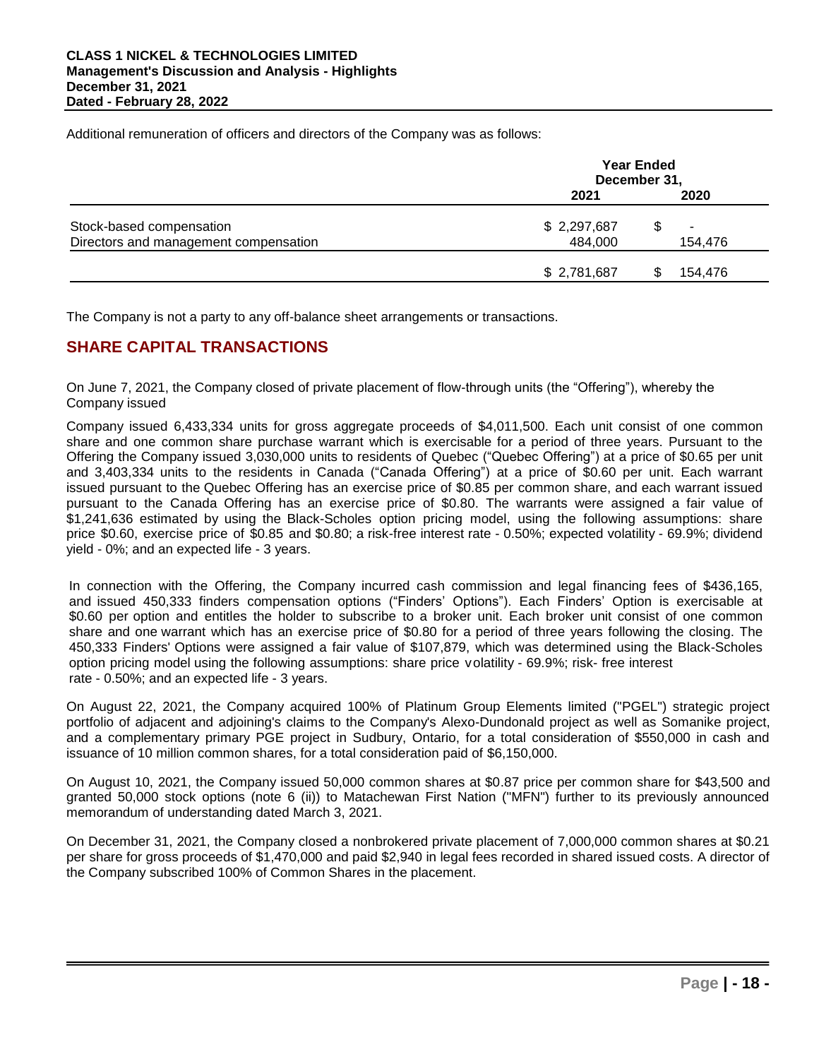Additional remuneration of officers and directors of the Company was as follows:

| | Year Ended December 31, | |
|---|---|---|
| | 2021 | 2020 |
| Stock-based compensation | $ 2,297,687 | $ - |
| Directors and management compensation | 484,000 | 154,476 |
| | $ 2,781,687 | $ 154,476 |

The Company is not a party to any off-balance sheet arrangements or transactions.

## SHARE CAPITAL TRANSACTIONS

On June 7, 2021, the Company closed of private placement of flow-through units (the "Offering"), whereby the Company issued

Company issued 6,433,334 units for gross aggregate proceeds of $4,011,500. Each unit consist of one common share and one common share purchase warrant which is exercisable for a period of three years. Pursuant to the Offering the Company issued 3,030,000 units to residents of Quebec ("Quebec Offering") at a price of $0.65 per unit and 3,403,334 units to the residents in Canada ("Canada Offering") at a price of $0.60 per unit. Each warrant issued pursuant to the Quebec Offering has an exercise price of $0.85 per common share, and each warrant issued pursuant to the Canada Offering has an exercise price of $0.80. The warrants were assigned a fair value of $1,241,636 estimated by using the Black-Scholes option pricing model, using the following assumptions: share price $0.60, exercise price of $0.85 and $0.80; a risk-free interest rate - 0.50%; expected volatility - 69.9%; dividend yield - 0%; and an expected life - 3 years.

In connection with the Offering, the Company incurred cash commission and legal financing fees of $436,165, and issued 450,333 finders compensation options ("Finders' Options"). Each Finders' Option is exercisable at $0.60 per option and entitles the holder to subscribe to a broker unit. Each broker unit consist of one common share and one warrant which has an exercise price of $0.80 for a period of three years following the closing. The 450,333 Finders' Options were assigned a fair value of $107,879, which was determined using the Black-Scholes option pricing model using the following assumptions: share price volatility - 69.9%; risk- free interest rate - 0.50%; and an expected life - 3 years.

On August 22, 2021, the Company acquired 100% of Platinum Group Elements limited ("PGEL") strategic project portfolio of adjacent and adjoining's claims to the Company's Alexo-Dundonald project as well as Somanike project, and a complementary primary PGE project in Sudbury, Ontario, for a total consideration of $550,000 in cash and issuance of 10 million common shares, for a total consideration paid of $6,150,000.

On August 10, 2021, the Company issued 50,000 common shares at $0.87 price per common share for $43,500 and granted 50,000 stock options (note 6 (ii)) to Matachewan First Nation ("MFN") further to its previously announced memorandum of understanding dated March 3, 2021.

On December 31, 2021, the Company closed a nonbrokered private placement of 7,000,000 common shares at $0.21 per share for gross proceeds of $1,470,000 and paid $2,940 in legal fees recorded in shared issued costs. A director of the Company subscribed 100% of Common Shares in the placement.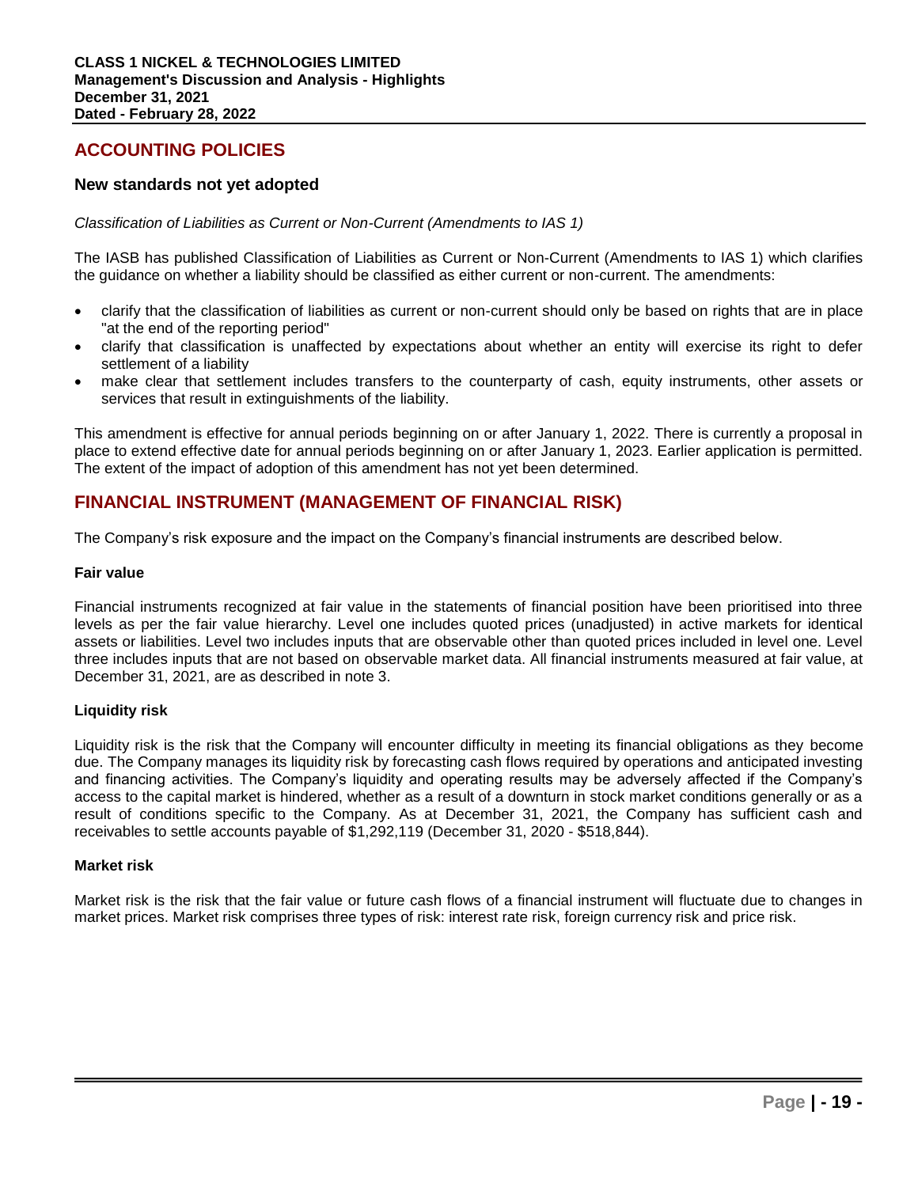## ACCOUNTING POLICIES

### New standards not yet adopted

*Classification of Liabilities as Current or Non-Current (Amendments to IAS 1)*

The IASB has published Classification of Liabilities as Current or Non-Current (Amendments to IAS 1) which clarifies the guidance on whether a liability should be classified as either current or non-current. The amendments:

- clarify that the classification of liabilities as current or non-current should only be based on rights that are in place "at the end of the reporting period"
- clarify that classification is unaffected by expectations about whether an entity will exercise its right to defer settlement of a liability
- make clear that settlement includes transfers to the counterparty of cash, equity instruments, other assets or services that result in extinguishments of the liability.

This amendment is effective for annual periods beginning on or after January 1, 2022. There is currently a proposal in place to extend effective date for annual periods beginning on or after January 1, 2023. Earlier application is permitted. The extent of the impact of adoption of this amendment has not yet been determined.

## FINANCIAL INSTRUMENT (MANAGEMENT OF FINANCIAL RISK)

The Company's risk exposure and the impact on the Company's financial instruments are described below.

**Fair value**

Financial instruments recognized at fair value in the statements of financial position have been prioritised into three levels as per the fair value hierarchy. Level one includes quoted prices (unadjusted) in active markets for identical assets or liabilities. Level two includes inputs that are observable other than quoted prices included in level one. Level three includes inputs that are not based on observable market data. All financial instruments measured at fair value, at December 31, 2021, are as described in note 3.

**Liquidity risk**

Liquidity risk is the risk that the Company will encounter difficulty in meeting its financial obligations as they become due. The Company manages its liquidity risk by forecasting cash flows required by operations and anticipated investing and financing activities. The Company's liquidity and operating results may be adversely affected if the Company's access to the capital market is hindered, whether as a result of a downturn in stock market conditions generally or as a result of conditions specific to the Company. As at December 31, 2021, the Company has sufficient cash and receivables to settle accounts payable of $1,292,119 (December 31, 2020 - $518,844).

**Market risk**

Market risk is the risk that the fair value or future cash flows of a financial instrument will fluctuate due to changes in market prices. Market risk comprises three types of risk: interest rate risk, foreign currency risk and price risk.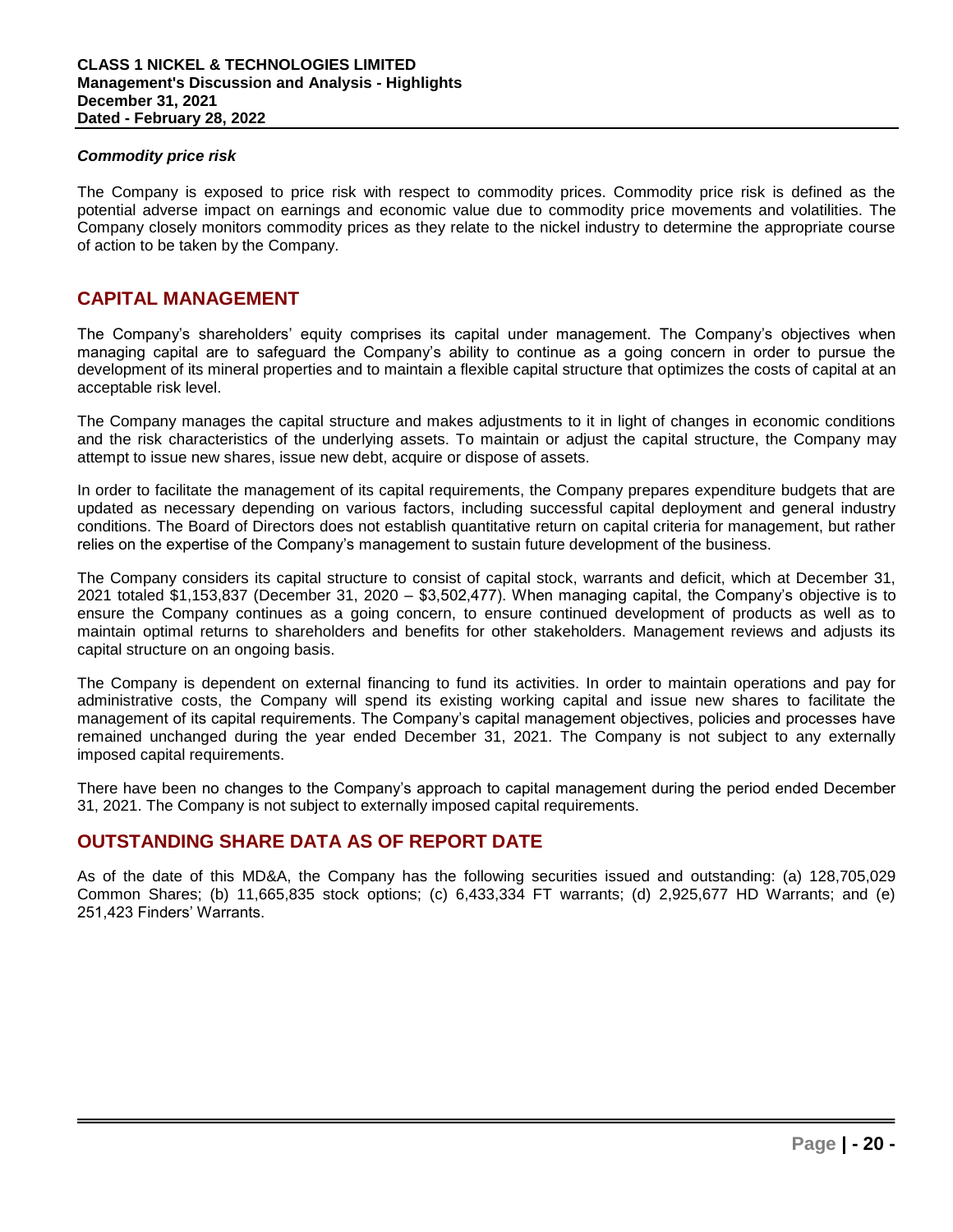### *Commodity price risk*

The Company is exposed to price risk with respect to commodity prices. Commodity price risk is defined as the potential adverse impact on earnings and economic value due to commodity price movements and volatilities. The Company closely monitors commodity prices as they relate to the nickel industry to determine the appropriate course of action to be taken by the Company.

## CAPITAL MANAGEMENT

The Company's shareholders' equity comprises its capital under management. The Company's objectives when managing capital are to safeguard the Company's ability to continue as a going concern in order to pursue the development of its mineral properties and to maintain a flexible capital structure that optimizes the costs of capital at an acceptable risk level.

The Company manages the capital structure and makes adjustments to it in light of changes in economic conditions and the risk characteristics of the underlying assets. To maintain or adjust the capital structure, the Company may attempt to issue new shares, issue new debt, acquire or dispose of assets.

In order to facilitate the management of its capital requirements, the Company prepares expenditure budgets that are updated as necessary depending on various factors, including successful capital deployment and general industry conditions. The Board of Directors does not establish quantitative return on capital criteria for management, but rather relies on the expertise of the Company's management to sustain future development of the business.

The Company considers its capital structure to consist of capital stock, warrants and deficit, which at December 31, 2021 totaled $1,153,837 (December 31, 2020 – $3,502,477). When managing capital, the Company's objective is to ensure the Company continues as a going concern, to ensure continued development of products as well as to maintain optimal returns to shareholders and benefits for other stakeholders. Management reviews and adjusts its capital structure on an ongoing basis.

The Company is dependent on external financing to fund its activities. In order to maintain operations and pay for administrative costs, the Company will spend its existing working capital and issue new shares to facilitate the management of its capital requirements. The Company's capital management objectives, policies and processes have remained unchanged during the year ended December 31, 2021. The Company is not subject to any externally imposed capital requirements.

There have been no changes to the Company's approach to capital management during the period ended December 31, 2021. The Company is not subject to externally imposed capital requirements.

## OUTSTANDING SHARE DATA AS OF REPORT DATE

As of the date of this MD&A, the Company has the following securities issued and outstanding: (a) 128,705,029 Common Shares; (b) 11,665,835 stock options; (c) 6,433,334 FT warrants; (d) 2,925,677 HD Warrants; and (e) 251,423 Finders' Warrants.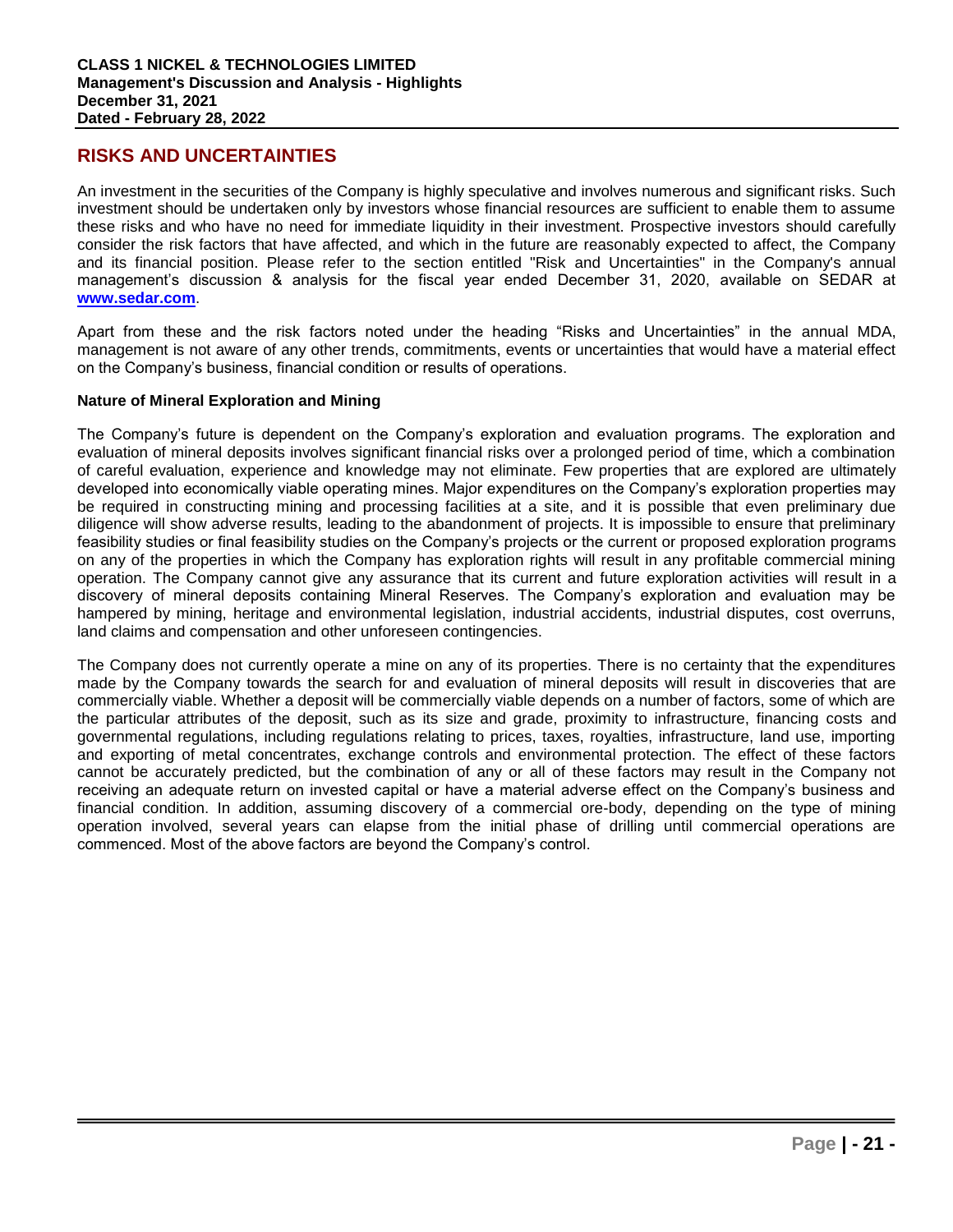## RISKS AND UNCERTAINTIES

An investment in the securities of the Company is highly speculative and involves numerous and significant risks. Such investment should be undertaken only by investors whose financial resources are sufficient to enable them to assume these risks and who have no need for immediate liquidity in their investment. Prospective investors should carefully consider the risk factors that have affected, and which in the future are reasonably expected to affect, the Company and its financial position. Please refer to the section entitled "Risk and Uncertainties" in the Company's annual management's discussion & analysis for the fiscal year ended December 31, 2020, available on SEDAR at **www.sedar.com**.

Apart from these and the risk factors noted under the heading "Risks and Uncertainties" in the annual MDA, management is not aware of any other trends, commitments, events or uncertainties that would have a material effect on the Company's business, financial condition or results of operations.

**Nature of Mineral Exploration and Mining**

The Company's future is dependent on the Company's exploration and evaluation programs. The exploration and evaluation of mineral deposits involves significant financial risks over a prolonged period of time, which a combination of careful evaluation, experience and knowledge may not eliminate. Few properties that are explored are ultimately developed into economically viable operating mines. Major expenditures on the Company's exploration properties may be required in constructing mining and processing facilities at a site, and it is possible that even preliminary due diligence will show adverse results, leading to the abandonment of projects. It is impossible to ensure that preliminary feasibility studies or final feasibility studies on the Company's projects or the current or proposed exploration programs on any of the properties in which the Company has exploration rights will result in any profitable commercial mining operation. The Company cannot give any assurance that its current and future exploration activities will result in a discovery of mineral deposits containing Mineral Reserves. The Company's exploration and evaluation may be hampered by mining, heritage and environmental legislation, industrial accidents, industrial disputes, cost overruns, land claims and compensation and other unforeseen contingencies.

The Company does not currently operate a mine on any of its properties. There is no certainty that the expenditures made by the Company towards the search for and evaluation of mineral deposits will result in discoveries that are commercially viable. Whether a deposit will be commercially viable depends on a number of factors, some of which are the particular attributes of the deposit, such as its size and grade, proximity to infrastructure, financing costs and governmental regulations, including regulations relating to prices, taxes, royalties, infrastructure, land use, importing and exporting of metal concentrates, exchange controls and environmental protection. The effect of these factors cannot be accurately predicted, but the combination of any or all of these factors may result in the Company not receiving an adequate return on invested capital or have a material adverse effect on the Company's business and financial condition. In addition, assuming discovery of a commercial ore-body, depending on the type of mining operation involved, several years can elapse from the initial phase of drilling until commercial operations are commenced. Most of the above factors are beyond the Company's control.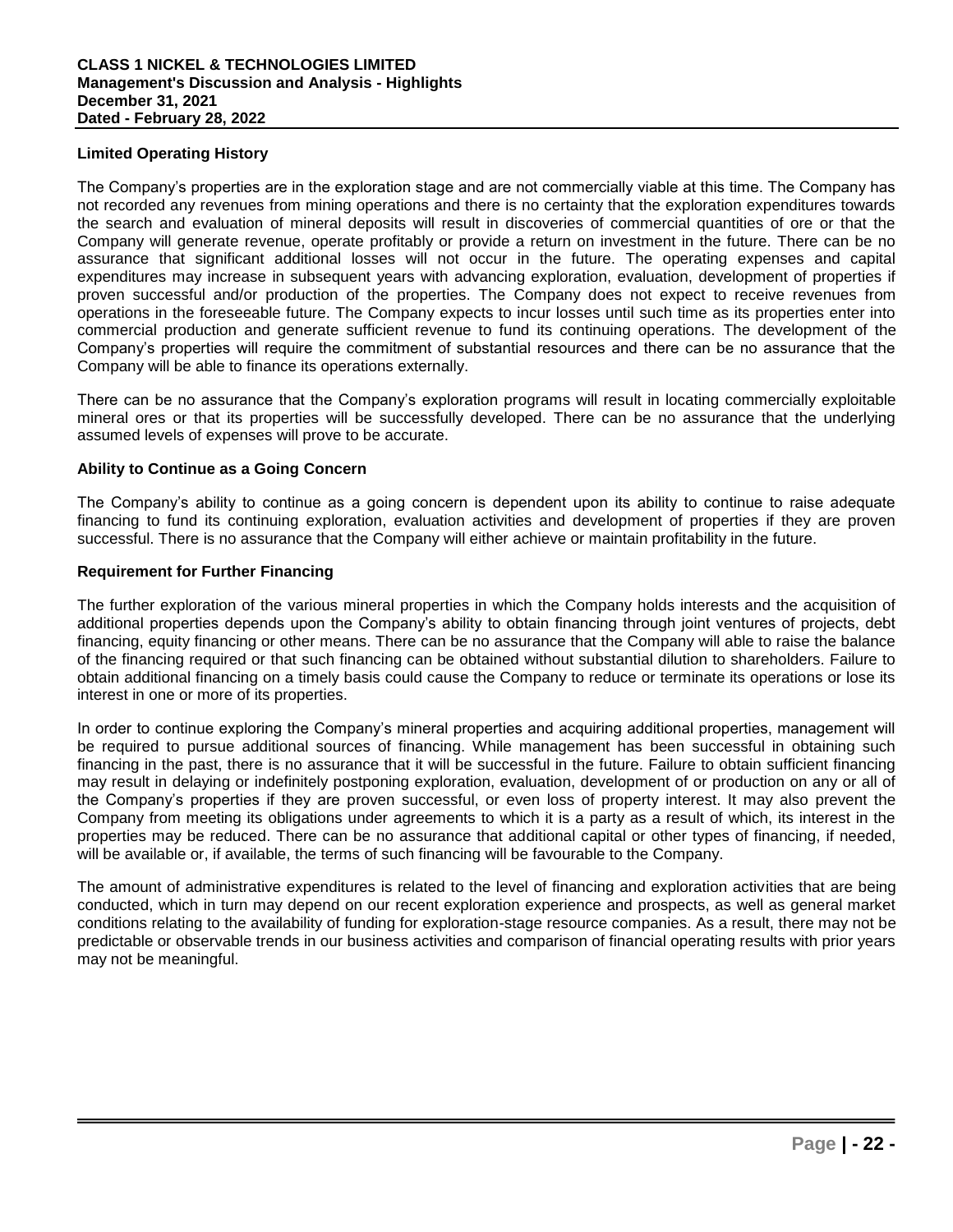### Limited Operating History

The Company's properties are in the exploration stage and are not commercially viable at this time. The Company has not recorded any revenues from mining operations and there is no certainty that the exploration expenditures towards the search and evaluation of mineral deposits will result in discoveries of commercial quantities of ore or that the Company will generate revenue, operate profitably or provide a return on investment in the future. There can be no assurance that significant additional losses will not occur in the future. The operating expenses and capital expenditures may increase in subsequent years with advancing exploration, evaluation, development of properties if proven successful and/or production of the properties. The Company does not expect to receive revenues from operations in the foreseeable future. The Company expects to incur losses until such time as its properties enter into commercial production and generate sufficient revenue to fund its continuing operations. The development of the Company's properties will require the commitment of substantial resources and there can be no assurance that the Company will be able to finance its operations externally.

There can be no assurance that the Company's exploration programs will result in locating commercially exploitable mineral ores or that its properties will be successfully developed. There can be no assurance that the underlying assumed levels of expenses will prove to be accurate.

### Ability to Continue as a Going Concern

The Company's ability to continue as a going concern is dependent upon its ability to continue to raise adequate financing to fund its continuing exploration, evaluation activities and development of properties if they are proven successful. There is no assurance that the Company will either achieve or maintain profitability in the future.

### Requirement for Further Financing

The further exploration of the various mineral properties in which the Company holds interests and the acquisition of additional properties depends upon the Company's ability to obtain financing through joint ventures of projects, debt financing, equity financing or other means. There can be no assurance that the Company will able to raise the balance of the financing required or that such financing can be obtained without substantial dilution to shareholders. Failure to obtain additional financing on a timely basis could cause the Company to reduce or terminate its operations or lose its interest in one or more of its properties.

In order to continue exploring the Company's mineral properties and acquiring additional properties, management will be required to pursue additional sources of financing. While management has been successful in obtaining such financing in the past, there is no assurance that it will be successful in the future. Failure to obtain sufficient financing may result in delaying or indefinitely postponing exploration, evaluation, development of or production on any or all of the Company's properties if they are proven successful, or even loss of property interest. It may also prevent the Company from meeting its obligations under agreements to which it is a party as a result of which, its interest in the properties may be reduced. There can be no assurance that additional capital or other types of financing, if needed, will be available or, if available, the terms of such financing will be favourable to the Company.

The amount of administrative expenditures is related to the level of financing and exploration activities that are being conducted, which in turn may depend on our recent exploration experience and prospects, as well as general market conditions relating to the availability of funding for exploration-stage resource companies. As a result, there may not be predictable or observable trends in our business activities and comparison of financial operating results with prior years may not be meaningful.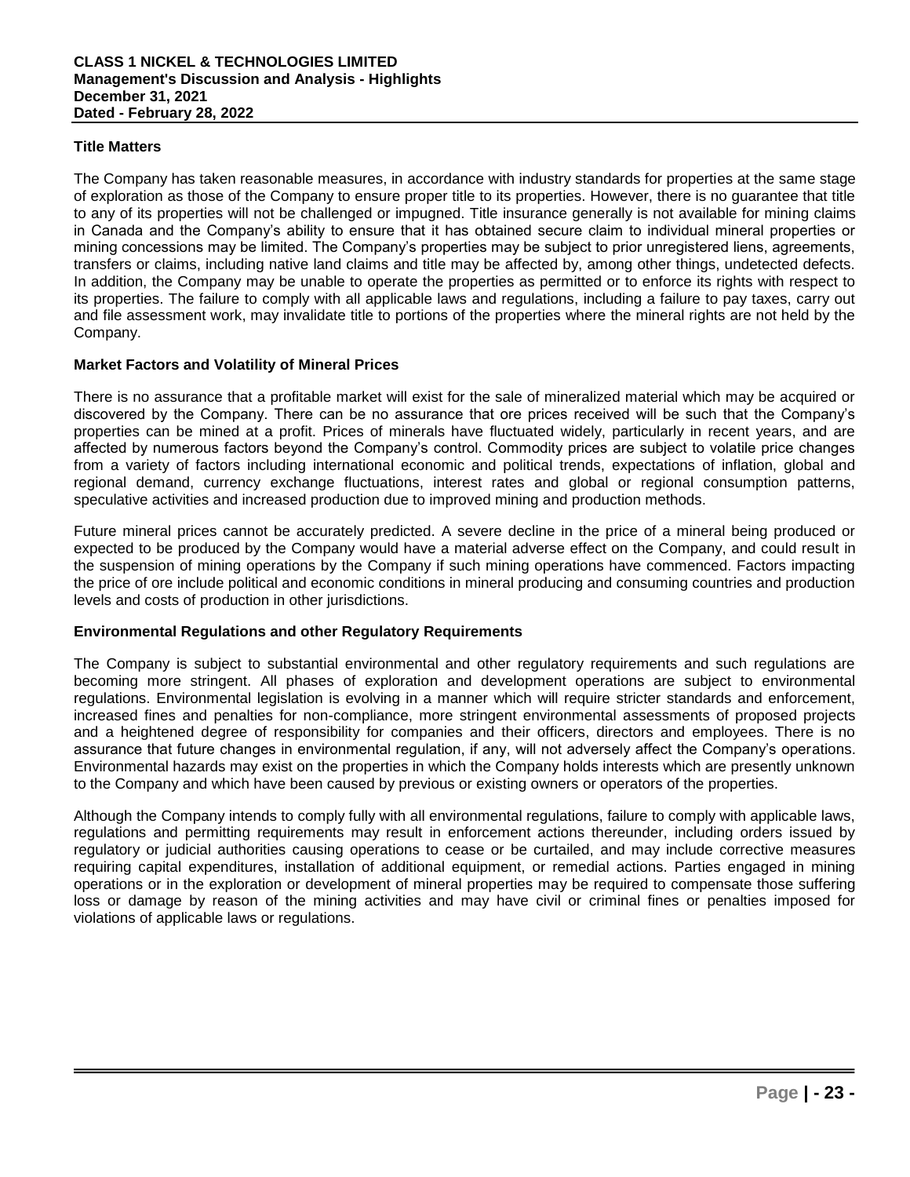### Title Matters

The Company has taken reasonable measures, in accordance with industry standards for properties at the same stage of exploration as those of the Company to ensure proper title to its properties. However, there is no guarantee that title to any of its properties will not be challenged or impugned. Title insurance generally is not available for mining claims in Canada and the Company's ability to ensure that it has obtained secure claim to individual mineral properties or mining concessions may be limited. The Company's properties may be subject to prior unregistered liens, agreements, transfers or claims, including native land claims and title may be affected by, among other things, undetected defects. In addition, the Company may be unable to operate the properties as permitted or to enforce its rights with respect to its properties. The failure to comply with all applicable laws and regulations, including a failure to pay taxes, carry out and file assessment work, may invalidate title to portions of the properties where the mineral rights are not held by the Company.

### Market Factors and Volatility of Mineral Prices

There is no assurance that a profitable market will exist for the sale of mineralized material which may be acquired or discovered by the Company. There can be no assurance that ore prices received will be such that the Company's properties can be mined at a profit. Prices of minerals have fluctuated widely, particularly in recent years, and are affected by numerous factors beyond the Company's control. Commodity prices are subject to volatile price changes from a variety of factors including international economic and political trends, expectations of inflation, global and regional demand, currency exchange fluctuations, interest rates and global or regional consumption patterns, speculative activities and increased production due to improved mining and production methods.

Future mineral prices cannot be accurately predicted. A severe decline in the price of a mineral being produced or expected to be produced by the Company would have a material adverse effect on the Company, and could result in the suspension of mining operations by the Company if such mining operations have commenced. Factors impacting the price of ore include political and economic conditions in mineral producing and consuming countries and production levels and costs of production in other jurisdictions.

### Environmental Regulations and other Regulatory Requirements

The Company is subject to substantial environmental and other regulatory requirements and such regulations are becoming more stringent. All phases of exploration and development operations are subject to environmental regulations. Environmental legislation is evolving in a manner which will require stricter standards and enforcement, increased fines and penalties for non-compliance, more stringent environmental assessments of proposed projects and a heightened degree of responsibility for companies and their officers, directors and employees. There is no assurance that future changes in environmental regulation, if any, will not adversely affect the Company's operations. Environmental hazards may exist on the properties in which the Company holds interests which are presently unknown to the Company and which have been caused by previous or existing owners or operators of the properties.

Although the Company intends to comply fully with all environmental regulations, failure to comply with applicable laws, regulations and permitting requirements may result in enforcement actions thereunder, including orders issued by regulatory or judicial authorities causing operations to cease or be curtailed, and may include corrective measures requiring capital expenditures, installation of additional equipment, or remedial actions. Parties engaged in mining operations or in the exploration or development of mineral properties may be required to compensate those suffering loss or damage by reason of the mining activities and may have civil or criminal fines or penalties imposed for violations of applicable laws or regulations.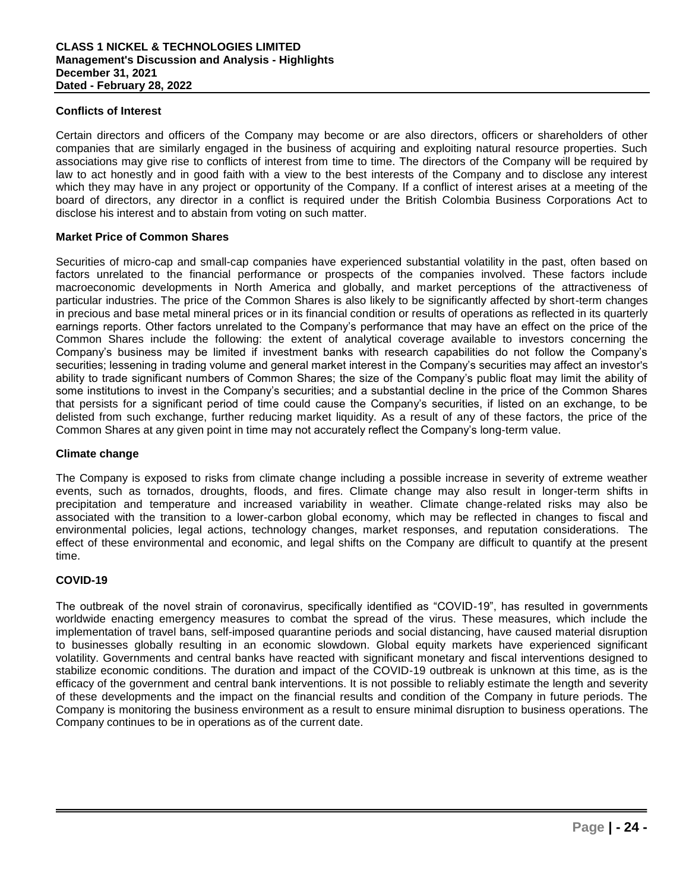## Conflicts of Interest

Certain directors and officers of the Company may become or are also directors, officers or shareholders of other companies that are similarly engaged in the business of acquiring and exploiting natural resource properties. Such associations may give rise to conflicts of interest from time to time. The directors of the Company will be required by law to act honestly and in good faith with a view to the best interests of the Company and to disclose any interest which they may have in any project or opportunity of the Company. If a conflict of interest arises at a meeting of the board of directors, any director in a conflict is required under the British Colombia Business Corporations Act to disclose his interest and to abstain from voting on such matter.

## Market Price of Common Shares

Securities of micro-cap and small-cap companies have experienced substantial volatility in the past, often based on factors unrelated to the financial performance or prospects of the companies involved. These factors include macroeconomic developments in North America and globally, and market perceptions of the attractiveness of particular industries. The price of the Common Shares is also likely to be significantly affected by short-term changes in precious and base metal mineral prices or in its financial condition or results of operations as reflected in its quarterly earnings reports. Other factors unrelated to the Company's performance that may have an effect on the price of the Common Shares include the following: the extent of analytical coverage available to investors concerning the Company's business may be limited if investment banks with research capabilities do not follow the Company's securities; lessening in trading volume and general market interest in the Company's securities may affect an investor's ability to trade significant numbers of Common Shares; the size of the Company's public float may limit the ability of some institutions to invest in the Company's securities; and a substantial decline in the price of the Common Shares that persists for a significant period of time could cause the Company's securities, if listed on an exchange, to be delisted from such exchange, further reducing market liquidity. As a result of any of these factors, the price of the Common Shares at any given point in time may not accurately reflect the Company's long-term value.

## Climate change

The Company is exposed to risks from climate change including a possible increase in severity of extreme weather events, such as tornados, droughts, floods, and fires. Climate change may also result in longer-term shifts in precipitation and temperature and increased variability in weather. Climate change-related risks may also be associated with the transition to a lower-carbon global economy, which may be reflected in changes to fiscal and environmental policies, legal actions, technology changes, market responses, and reputation considerations. The effect of these environmental and economic, and legal shifts on the Company are difficult to quantify at the present time.

## COVID-19

The outbreak of the novel strain of coronavirus, specifically identified as "COVID-19", has resulted in governments worldwide enacting emergency measures to combat the spread of the virus. These measures, which include the implementation of travel bans, self-imposed quarantine periods and social distancing, have caused material disruption to businesses globally resulting in an economic slowdown. Global equity markets have experienced significant volatility. Governments and central banks have reacted with significant monetary and fiscal interventions designed to stabilize economic conditions. The duration and impact of the COVID-19 outbreak is unknown at this time, as is the efficacy of the government and central bank interventions. It is not possible to reliably estimate the length and severity of these developments and the impact on the financial results and condition of the Company in future periods. The Company is monitoring the business environment as a result to ensure minimal disruption to business operations. The Company continues to be in operations as of the current date.